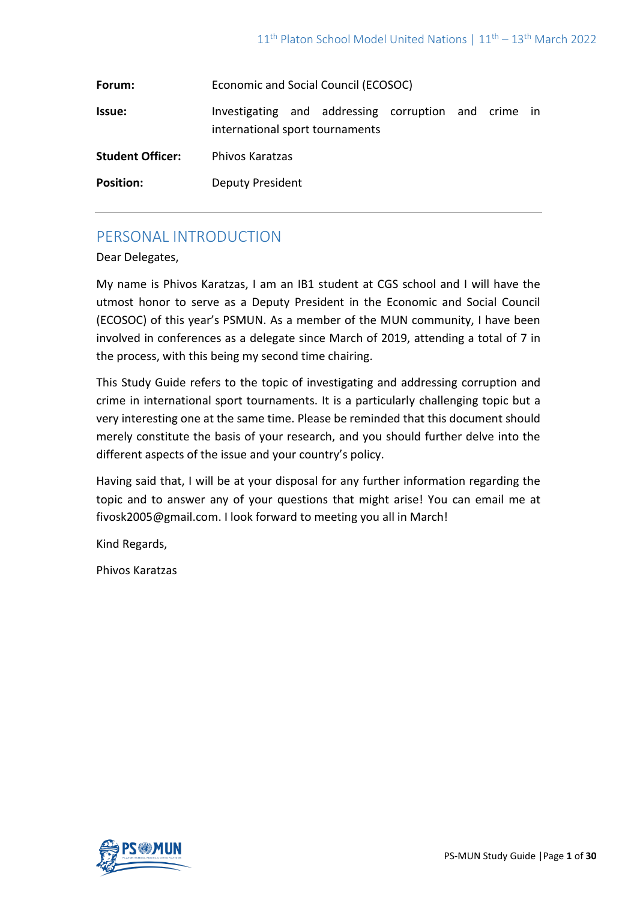| | |
|---|---|
| **Forum:** | Economic and Social Council (ECOSOC) |
| **Issue:** | Investigating and addressing corruption and crime in international sport tournaments |
| **Student Officer:** | Phivos Karatzas |
| **Position:** | Deputy President |

## PERSONAL INTRODUCTION

Dear Delegates,

My name is Phivos Karatzas, I am an IB1 student at CGS school and I will have the utmost honor to serve as a Deputy President in the Economic and Social Council (ECOSOC) of this year's PSMUN. As a member of the MUN community, I have been involved in conferences as a delegate since March of 2019, attending a total of 7 in the process, with this being my second time chairing.

This Study Guide refers to the topic of investigating and addressing corruption and crime in international sport tournaments. It is a particularly challenging topic but a very interesting one at the same time. Please be reminded that this document should merely constitute the basis of your research, and you should further delve into the different aspects of the issue and your country's policy.

Having said that, I will be at your disposal for any further information regarding the topic and to answer any of your questions that might arise! You can email me at fivosk2005@gmail.com. I look forward to meeting you all in March!

Kind Regards,

Phivos Karatzas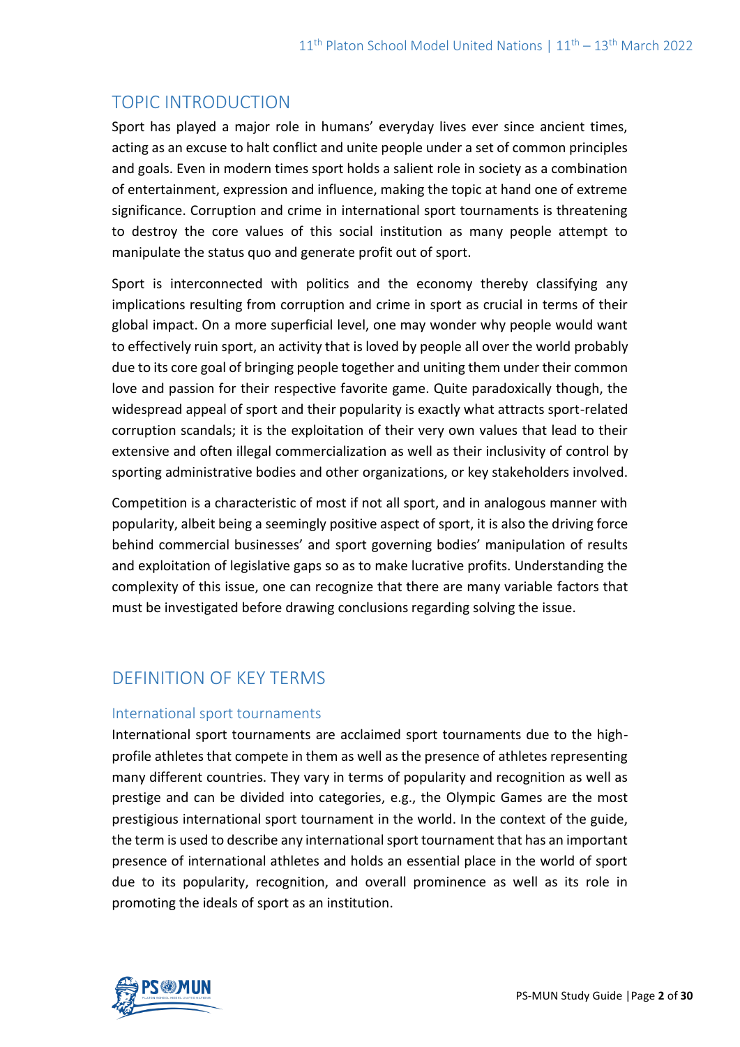## TOPIC INTRODUCTION

Sport has played a major role in humans' everyday lives ever since ancient times, acting as an excuse to halt conflict and unite people under a set of common principles and goals. Even in modern times sport holds a salient role in society as a combination of entertainment, expression and influence, making the topic at hand one of extreme significance. Corruption and crime in international sport tournaments is threatening to destroy the core values of this social institution as many people attempt to manipulate the status quo and generate profit out of sport.

Sport is interconnected with politics and the economy thereby classifying any implications resulting from corruption and crime in sport as crucial in terms of their global impact. On a more superficial level, one may wonder why people would want to effectively ruin sport, an activity that is loved by people all over the world probably due to its core goal of bringing people together and uniting them under their common love and passion for their respective favorite game. Quite paradoxically though, the widespread appeal of sport and their popularity is exactly what attracts sport-related corruption scandals; it is the exploitation of their very own values that lead to their extensive and often illegal commercialization as well as their inclusivity of control by sporting administrative bodies and other organizations, or key stakeholders involved.

Competition is a characteristic of most if not all sport, and in analogous manner with popularity, albeit being a seemingly positive aspect of sport, it is also the driving force behind commercial businesses' and sport governing bodies' manipulation of results and exploitation of legislative gaps so as to make lucrative profits. Understanding the complexity of this issue, one can recognize that there are many variable factors that must be investigated before drawing conclusions regarding solving the issue.

## DEFINITION OF KEY TERMS

### International sport tournaments

International sport tournaments are acclaimed sport tournaments due to the high-profile athletes that compete in them as well as the presence of athletes representing many different countries. They vary in terms of popularity and recognition as well as prestige and can be divided into categories, e.g., the Olympic Games are the most prestigious international sport tournament in the world. In the context of the guide, the term is used to describe any international sport tournament that has an important presence of international athletes and holds an essential place in the world of sport due to its popularity, recognition, and overall prominence as well as its role in promoting the ideals of sport as an institution.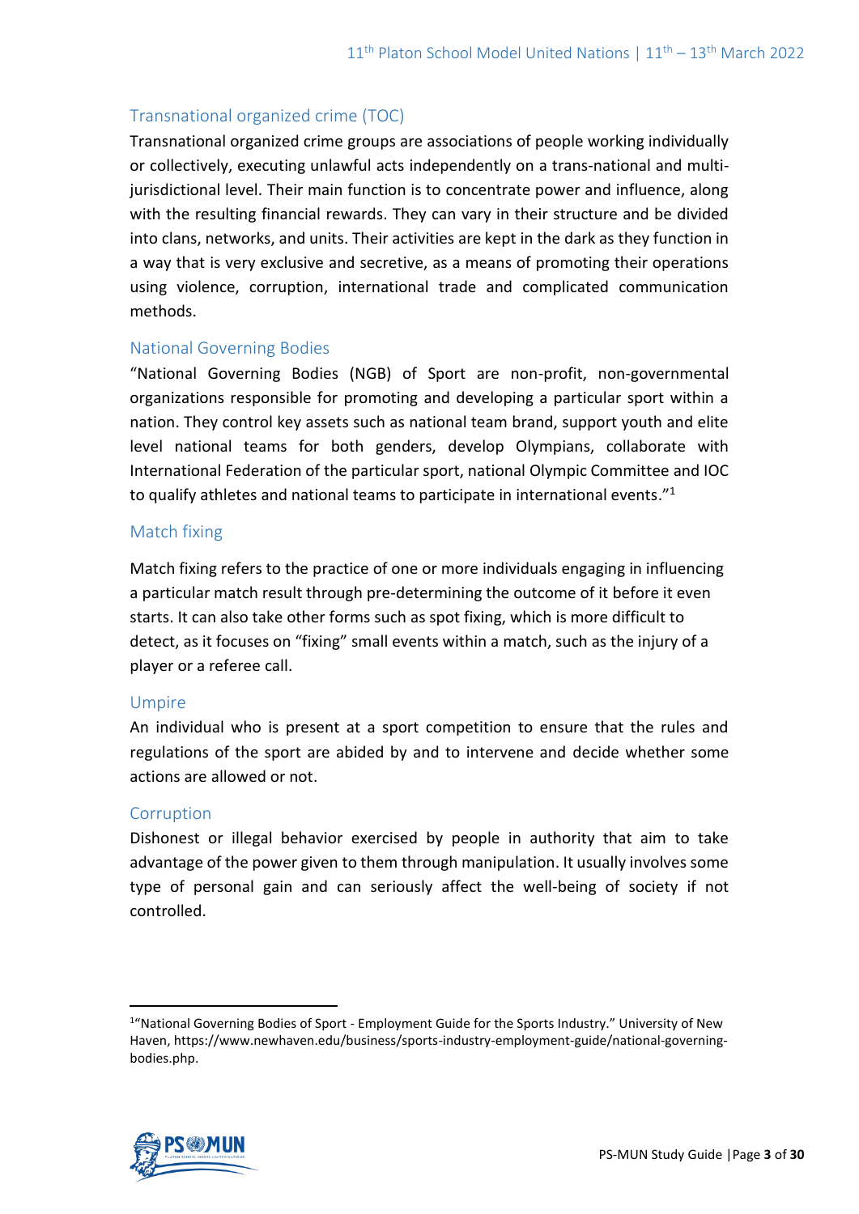### Transnational organized crime (TOC)

Transnational organized crime groups are associations of people working individually or collectively, executing unlawful acts independently on a trans-national and multi-jurisdictional level. Their main function is to concentrate power and influence, along with the resulting financial rewards. They can vary in their structure and be divided into clans, networks, and units. Their activities are kept in the dark as they function in a way that is very exclusive and secretive, as a means of promoting their operations using violence, corruption, international trade and complicated communication methods.

### National Governing Bodies

"National Governing Bodies (NGB) of Sport are non-profit, non-governmental organizations responsible for promoting and developing a particular sport within a nation. They control key assets such as national team brand, support youth and elite level national teams for both genders, develop Olympians, collaborate with International Federation of the particular sport, national Olympic Committee and IOC to qualify athletes and national teams to participate in international events."[1]

### Match fixing

Match fixing refers to the practice of one or more individuals engaging in influencing a particular match result through pre-determining the outcome of it before it even starts. It can also take other forms such as spot fixing, which is more difficult to detect, as it focuses on "fixing" small events within a match, such as the injury of a player or a referee call.

### Umpire

An individual who is present at a sport competition to ensure that the rules and regulations of the sport are abided by and to intervene and decide whether some actions are allowed or not.

### Corruption

Dishonest or illegal behavior exercised by people in authority that aim to take advantage of the power given to them through manipulation. It usually involves some type of personal gain and can seriously affect the well-being of society if not controlled.

---

[1] "National Governing Bodies of Sport - Employment Guide for the Sports Industry." University of New Haven, https://www.newhaven.edu/business/sports-industry-employment-guide/national-governing-bodies.php.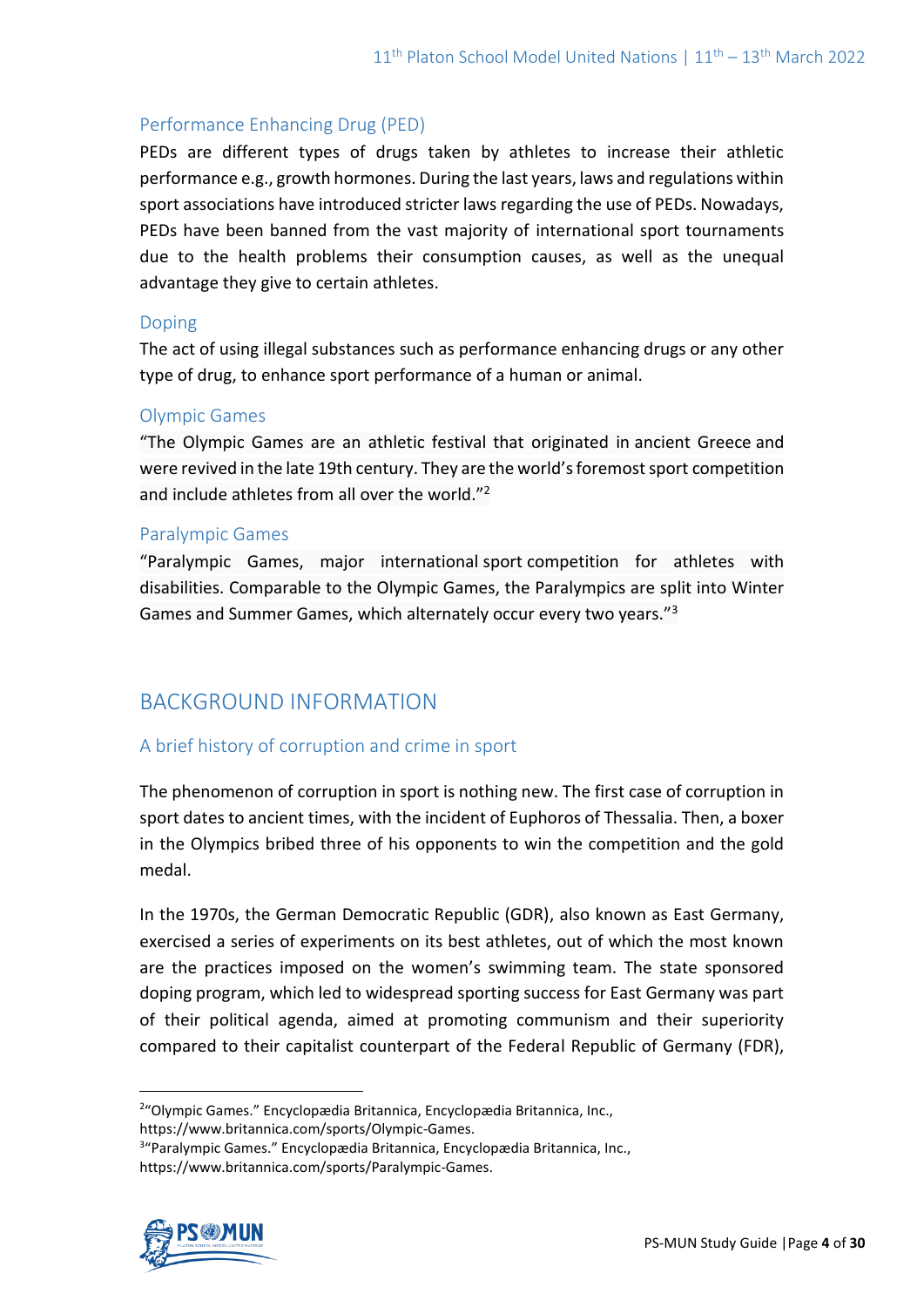### Performance Enhancing Drug (PED)

PEDs are different types of drugs taken by athletes to increase their athletic performance e.g., growth hormones. During the last years, laws and regulations within sport associations have introduced stricter laws regarding the use of PEDs. Nowadays, PEDs have been banned from the vast majority of international sport tournaments due to the health problems their consumption causes, as well as the unequal advantage they give to certain athletes.

### Doping

The act of using illegal substances such as performance enhancing drugs or any other type of drug, to enhance sport performance of a human or animal.

### Olympic Games

"The Olympic Games are an athletic festival that originated in ancient Greece and were revived in the late 19th century. They are the world's foremost sport competition and include athletes from all over the world."[2]

### Paralympic Games

"Paralympic Games, major international sport competition for athletes with disabilities. Comparable to the Olympic Games, the Paralympics are split into Winter Games and Summer Games, which alternately occur every two years."[3]

## BACKGROUND INFORMATION

### A brief history of corruption and crime in sport

The phenomenon of corruption in sport is nothing new. The first case of corruption in sport dates to ancient times, with the incident of Euphoros of Thessalia. Then, a boxer in the Olympics bribed three of his opponents to win the competition and the gold medal.

In the 1970s, the German Democratic Republic (GDR), also known as East Germany, exercised a series of experiments on its best athletes, out of which the most known are the practices imposed on the women's swimming team. The state sponsored doping program, which led to widespread sporting success for East Germany was part of their political agenda, aimed at promoting communism and their superiority compared to their capitalist counterpart of the Federal Republic of Germany (FDR),

---

[2] "Olympic Games." Encyclopædia Britannica, Encyclopædia Britannica, Inc., https://www.britannica.com/sports/Olympic-Games.

[3] "Paralympic Games." Encyclopædia Britannica, Encyclopædia Britannica, Inc., https://www.britannica.com/sports/Paralympic-Games.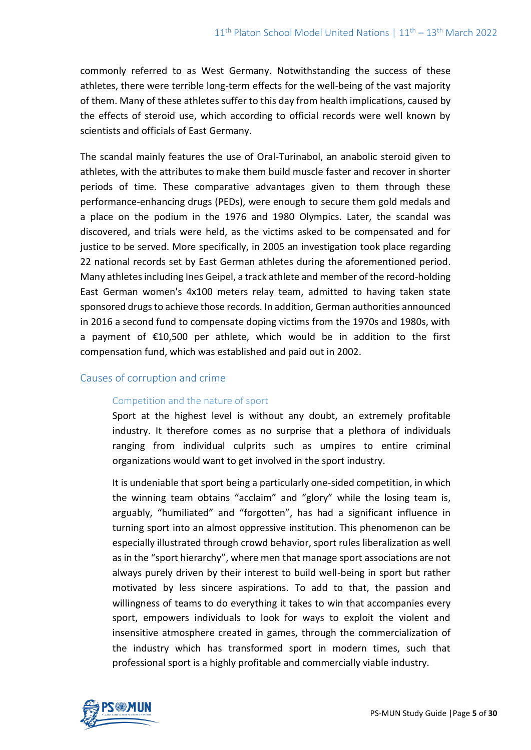commonly referred to as West Germany. Notwithstanding the success of these athletes, there were terrible long-term effects for the well-being of the vast majority of them. Many of these athletes suffer to this day from health implications, caused by the effects of steroid use, which according to official records were well known by scientists and officials of East Germany.

The scandal mainly features the use of Oral-Turinabol, an anabolic steroid given to athletes, with the attributes to make them build muscle faster and recover in shorter periods of time. These comparative advantages given to them through these performance-enhancing drugs (PEDs), were enough to secure them gold medals and a place on the podium in the 1976 and 1980 Olympics. Later, the scandal was discovered, and trials were held, as the victims asked to be compensated and for justice to be served. More specifically, in 2005 an investigation took place regarding 22 national records set by East German athletes during the aforementioned period. Many athletes including Ines Geipel, a track athlete and member of the record-holding East German women's 4x100 meters relay team, admitted to having taken state sponsored drugs to achieve those records. In addition, German authorities announced in 2016 a second fund to compensate doping victims from the 1970s and 1980s, with a payment of €10,500 per athlete, which would be in addition to the first compensation fund, which was established and paid out in 2002.

## Causes of corruption and crime

### Competition and the nature of sport

Sport at the highest level is without any doubt, an extremely profitable industry. It therefore comes as no surprise that a plethora of individuals ranging from individual culprits such as umpires to entire criminal organizations would want to get involved in the sport industry.

It is undeniable that sport being a particularly one-sided competition, in which the winning team obtains "acclaim" and "glory" while the losing team is, arguably, "humiliated" and "forgotten", has had a significant influence in turning sport into an almost oppressive institution. This phenomenon can be especially illustrated through crowd behavior, sport rules liberalization as well as in the "sport hierarchy", where men that manage sport associations are not always purely driven by their interest to build well-being in sport but rather motivated by less sincere aspirations. To add to that, the passion and willingness of teams to do everything it takes to win that accompanies every sport, empowers individuals to look for ways to exploit the violent and insensitive atmosphere created in games, through the commercialization of the industry which has transformed sport in modern times, such that professional sport is a highly profitable and commercially viable industry.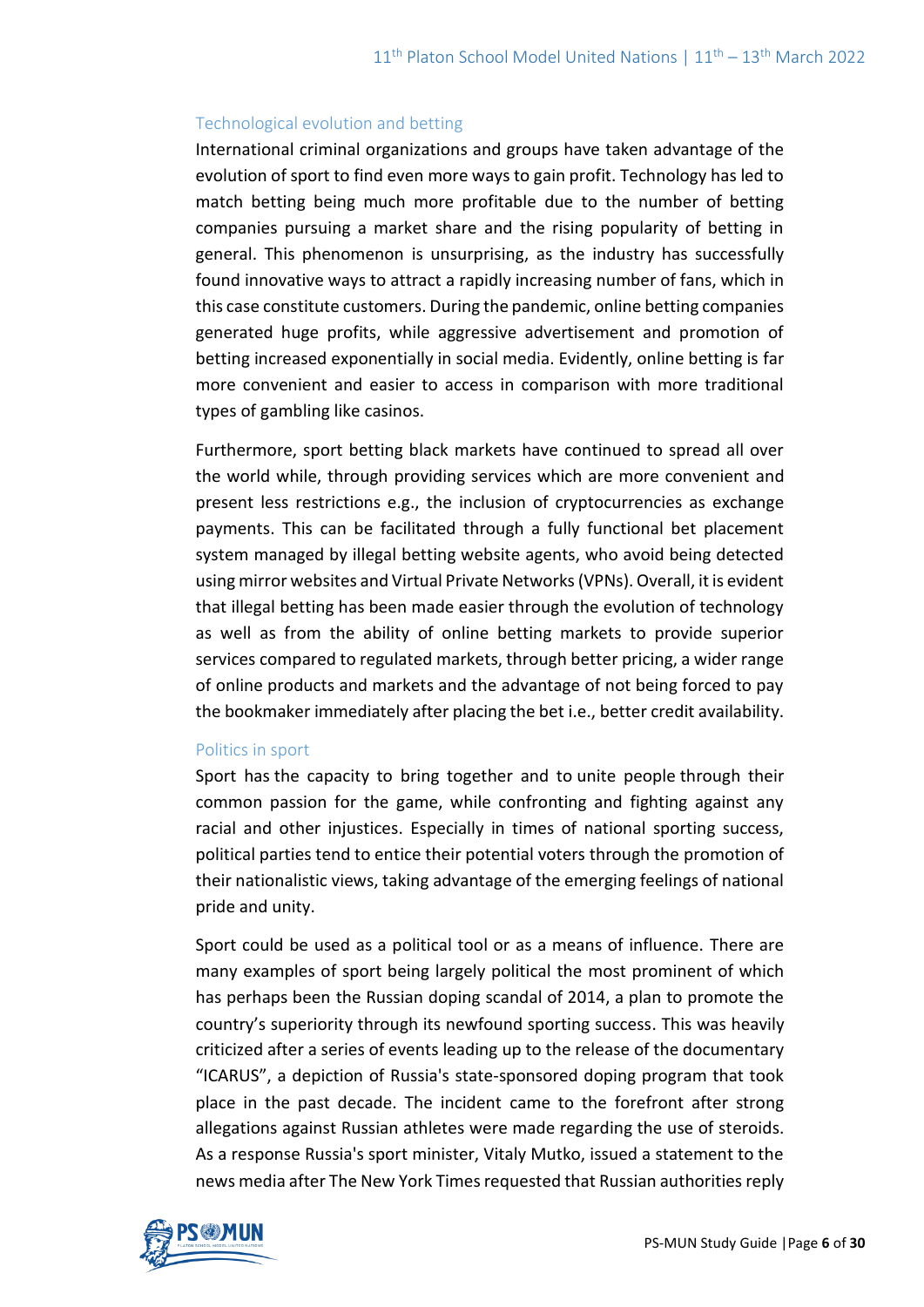### Technological evolution and betting

International criminal organizations and groups have taken advantage of the evolution of sport to find even more ways to gain profit. Technology has led to match betting being much more profitable due to the number of betting companies pursuing a market share and the rising popularity of betting in general. This phenomenon is unsurprising, as the industry has successfully found innovative ways to attract a rapidly increasing number of fans, which in this case constitute customers. During the pandemic, online betting companies generated huge profits, while aggressive advertisement and promotion of betting increased exponentially in social media. Evidently, online betting is far more convenient and easier to access in comparison with more traditional types of gambling like casinos.

Furthermore, sport betting black markets have continued to spread all over the world while, through providing services which are more convenient and present less restrictions e.g., the inclusion of cryptocurrencies as exchange payments. This can be facilitated through a fully functional bet placement system managed by illegal betting website agents, who avoid being detected using mirror websites and Virtual Private Networks (VPNs). Overall, it is evident that illegal betting has been made easier through the evolution of technology as well as from the ability of online betting markets to provide superior services compared to regulated markets, through better pricing, a wider range of online products and markets and the advantage of not being forced to pay the bookmaker immediately after placing the bet i.e., better credit availability.

### Politics in sport

Sport has the capacity to bring together and to unite people through their common passion for the game, while confronting and fighting against any racial and other injustices. Especially in times of national sporting success, political parties tend to entice their potential voters through the promotion of their nationalistic views, taking advantage of the emerging feelings of national pride and unity.

Sport could be used as a political tool or as a means of influence. There are many examples of sport being largely political the most prominent of which has perhaps been the Russian doping scandal of 2014, a plan to promote the country's superiority through its newfound sporting success. This was heavily criticized after a series of events leading up to the release of the documentary "ICARUS", a depiction of Russia's state-sponsored doping program that took place in the past decade. The incident came to the forefront after strong allegations against Russian athletes were made regarding the use of steroids. As a response Russia's sport minister, Vitaly Mutko, issued a statement to the news media after The New York Times requested that Russian authorities reply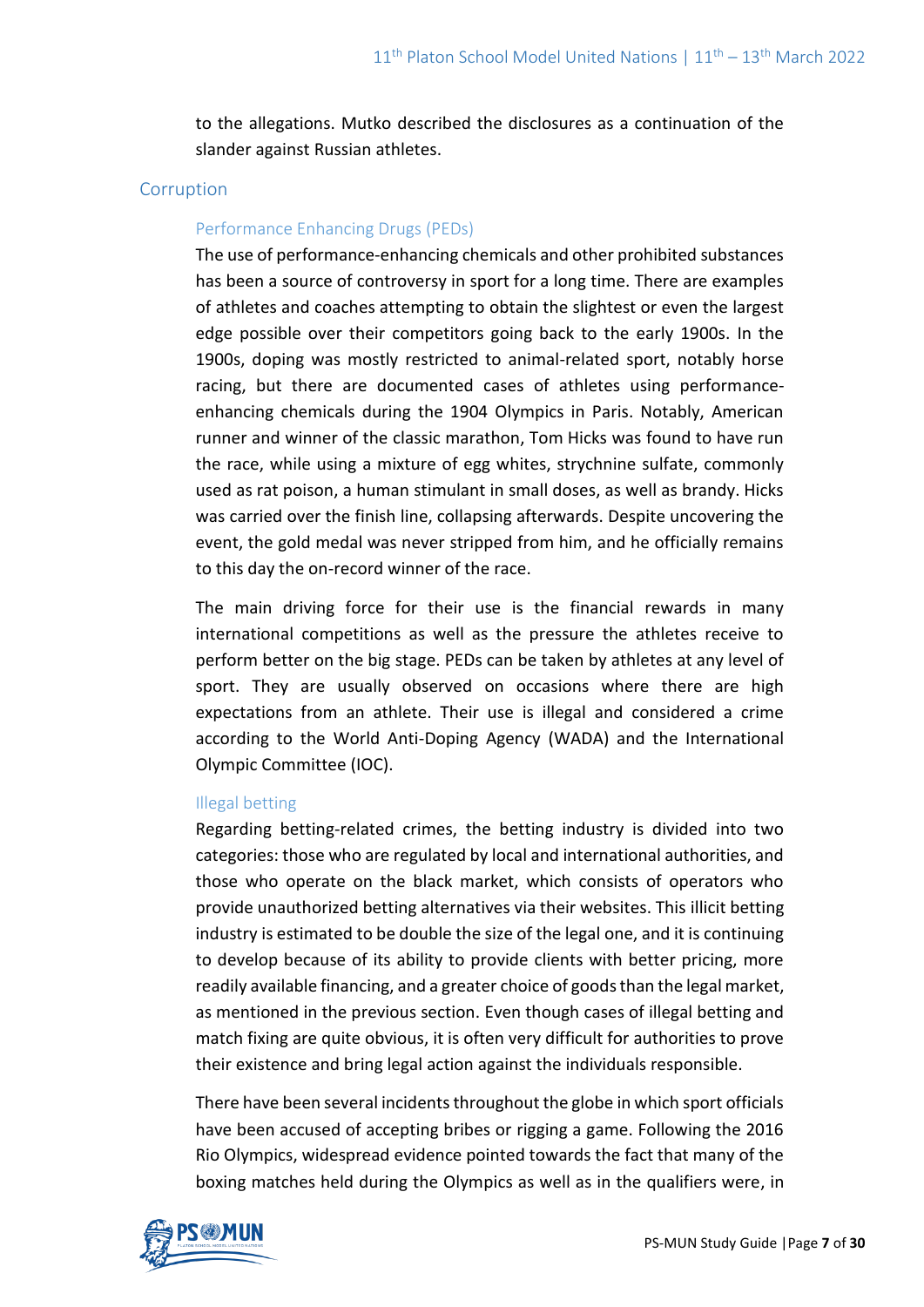to the allegations. Mutko described the disclosures as a continuation of the slander against Russian athletes.

## Corruption

### Performance Enhancing Drugs (PEDs)

The use of performance-enhancing chemicals and other prohibited substances has been a source of controversy in sport for a long time. There are examples of athletes and coaches attempting to obtain the slightest or even the largest edge possible over their competitors going back to the early 1900s. In the 1900s, doping was mostly restricted to animal-related sport, notably horse racing, but there are documented cases of athletes using performance-enhancing chemicals during the 1904 Olympics in Paris. Notably, American runner and winner of the classic marathon, Tom Hicks was found to have run the race, while using a mixture of egg whites, strychnine sulfate, commonly used as rat poison, a human stimulant in small doses, as well as brandy. Hicks was carried over the finish line, collapsing afterwards. Despite uncovering the event, the gold medal was never stripped from him, and he officially remains to this day the on-record winner of the race.

The main driving force for their use is the financial rewards in many international competitions as well as the pressure the athletes receive to perform better on the big stage. PEDs can be taken by athletes at any level of sport. They are usually observed on occasions where there are high expectations from an athlete. Their use is illegal and considered a crime according to the World Anti-Doping Agency (WADA) and the International Olympic Committee (IOC).

### Illegal betting

Regarding betting-related crimes, the betting industry is divided into two categories: those who are regulated by local and international authorities, and those who operate on the black market, which consists of operators who provide unauthorized betting alternatives via their websites. This illicit betting industry is estimated to be double the size of the legal one, and it is continuing to develop because of its ability to provide clients with better pricing, more readily available financing, and a greater choice of goods than the legal market, as mentioned in the previous section. Even though cases of illegal betting and match fixing are quite obvious, it is often very difficult for authorities to prove their existence and bring legal action against the individuals responsible.

There have been several incidents throughout the globe in which sport officials have been accused of accepting bribes or rigging a game. Following the 2016 Rio Olympics, widespread evidence pointed towards the fact that many of the boxing matches held during the Olympics as well as in the qualifiers were, in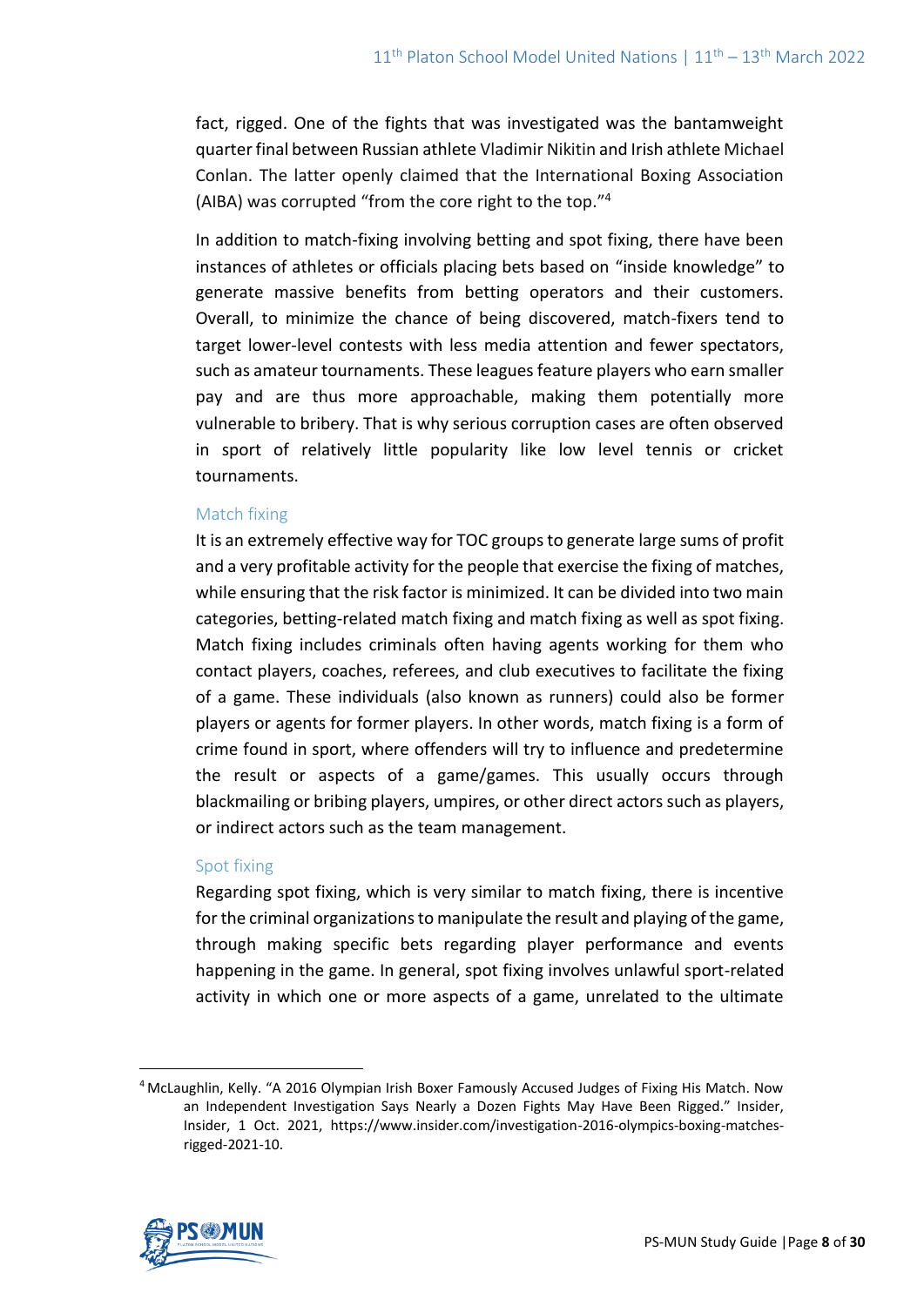fact, rigged. One of the fights that was investigated was the bantamweight quarter final between Russian athlete Vladimir Nikitin and Irish athlete Michael Conlan. The latter openly claimed that the International Boxing Association (AIBA) was corrupted "from the core right to the top."[4]

In addition to match-fixing involving betting and spot fixing, there have been instances of athletes or officials placing bets based on "inside knowledge" to generate massive benefits from betting operators and their customers. Overall, to minimize the chance of being discovered, match-fixers tend to target lower-level contests with less media attention and fewer spectators, such as amateur tournaments. These leagues feature players who earn smaller pay and are thus more approachable, making them potentially more vulnerable to bribery. That is why serious corruption cases are often observed in sport of relatively little popularity like low level tennis or cricket tournaments.

### Match fixing

It is an extremely effective way for TOC groups to generate large sums of profit and a very profitable activity for the people that exercise the fixing of matches, while ensuring that the risk factor is minimized. It can be divided into two main categories, betting-related match fixing and match fixing as well as spot fixing. Match fixing includes criminals often having agents working for them who contact players, coaches, referees, and club executives to facilitate the fixing of a game. These individuals (also known as runners) could also be former players or agents for former players. In other words, match fixing is a form of crime found in sport, where offenders will try to influence and predetermine the result or aspects of a game/games. This usually occurs through blackmailing or bribing players, umpires, or other direct actors such as players, or indirect actors such as the team management.

### Spot fixing

Regarding spot fixing, which is very similar to match fixing, there is incentive for the criminal organizations to manipulate the result and playing of the game, through making specific bets regarding player performance and events happening in the game. In general, spot fixing involves unlawful sport-related activity in which one or more aspects of a game, unrelated to the ultimate

---

[4] McLaughlin, Kelly. "A 2016 Olympian Irish Boxer Famously Accused Judges of Fixing His Match. Now an Independent Investigation Says Nearly a Dozen Fights May Have Been Rigged." Insider, Insider, 1 Oct. 2021, https://www.insider.com/investigation-2016-olympics-boxing-matches-rigged-2021-10.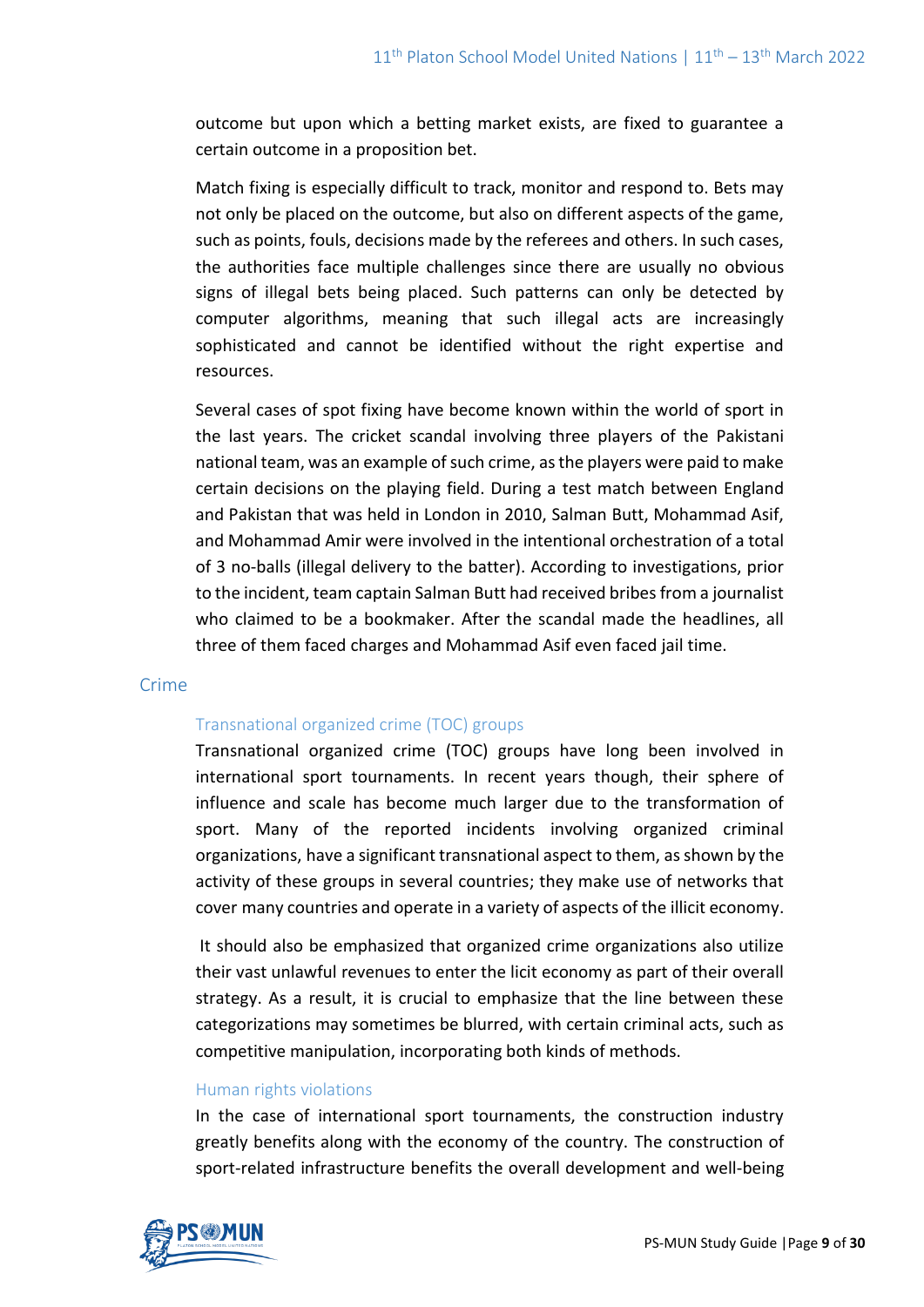outcome but upon which a betting market exists, are fixed to guarantee a certain outcome in a proposition bet.

Match fixing is especially difficult to track, monitor and respond to. Bets may not only be placed on the outcome, but also on different aspects of the game, such as points, fouls, decisions made by the referees and others. In such cases, the authorities face multiple challenges since there are usually no obvious signs of illegal bets being placed. Such patterns can only be detected by computer algorithms, meaning that such illegal acts are increasingly sophisticated and cannot be identified without the right expertise and resources.

Several cases of spot fixing have become known within the world of sport in the last years. The cricket scandal involving three players of the Pakistani national team, was an example of such crime, as the players were paid to make certain decisions on the playing field. During a test match between England and Pakistan that was held in London in 2010, Salman Butt, Mohammad Asif, and Mohammad Amir were involved in the intentional orchestration of a total of 3 no-balls (illegal delivery to the batter). According to investigations, prior to the incident, team captain Salman Butt had received bribes from a journalist who claimed to be a bookmaker. After the scandal made the headlines, all three of them faced charges and Mohammad Asif even faced jail time.

## Crime

### Transnational organized crime (TOC) groups

Transnational organized crime (TOC) groups have long been involved in international sport tournaments. In recent years though, their sphere of influence and scale has become much larger due to the transformation of sport. Many of the reported incidents involving organized criminal organizations, have a significant transnational aspect to them, as shown by the activity of these groups in several countries; they make use of networks that cover many countries and operate in a variety of aspects of the illicit economy.

It should also be emphasized that organized crime organizations also utilize their vast unlawful revenues to enter the licit economy as part of their overall strategy. As a result, it is crucial to emphasize that the line between these categorizations may sometimes be blurred, with certain criminal acts, such as competitive manipulation, incorporating both kinds of methods.

### Human rights violations

In the case of international sport tournaments, the construction industry greatly benefits along with the economy of the country. The construction of sport-related infrastructure benefits the overall development and well-being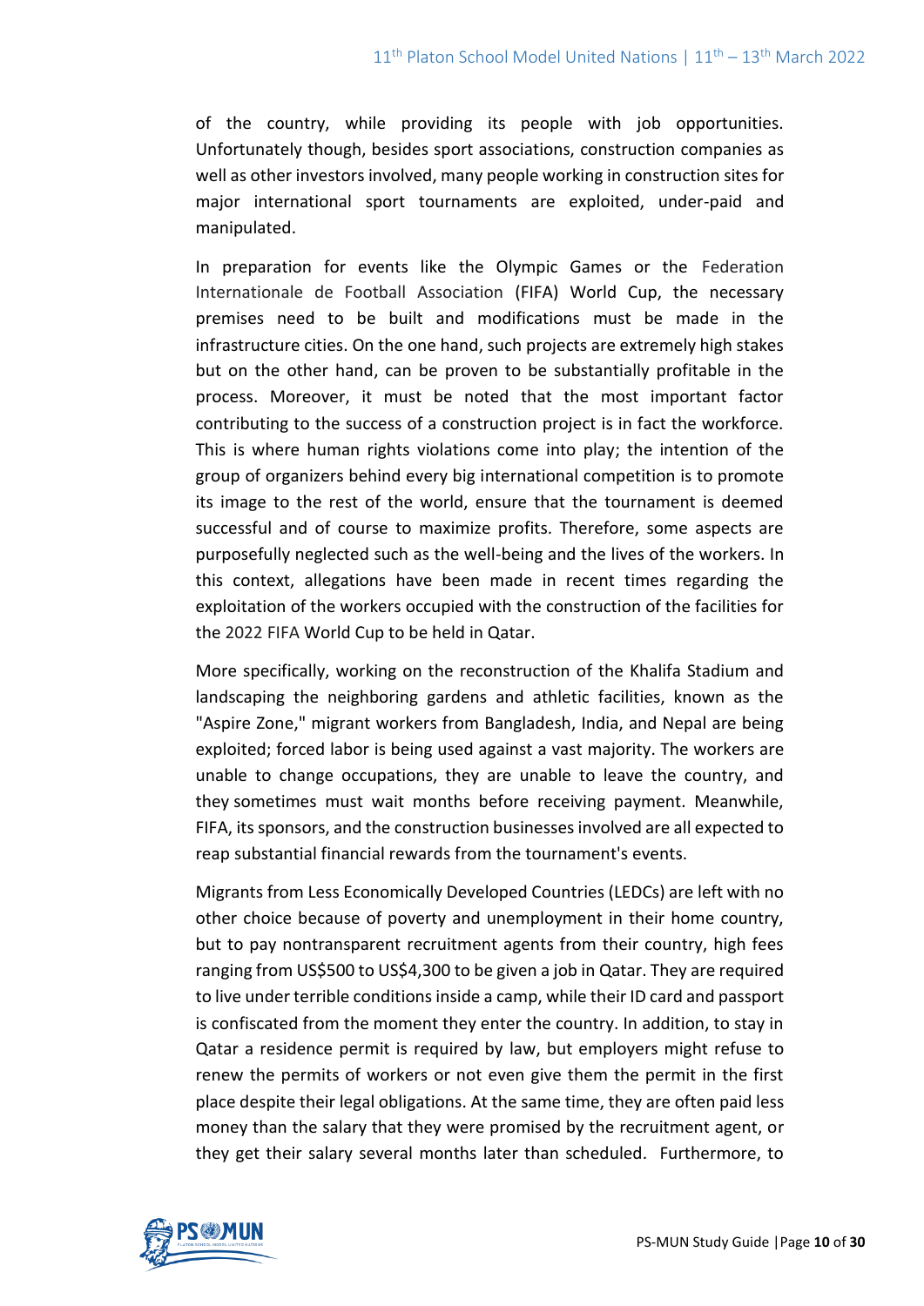of the country, while providing its people with job opportunities. Unfortunately though, besides sport associations, construction companies as well as other investors involved, many people working in construction sites for major international sport tournaments are exploited, under-paid and manipulated.

In preparation for events like the Olympic Games or the Federation Internationale de Football Association (FIFA) World Cup, the necessary premises need to be built and modifications must be made in the infrastructure cities. On the one hand, such projects are extremely high stakes but on the other hand, can be proven to be substantially profitable in the process. Moreover, it must be noted that the most important factor contributing to the success of a construction project is in fact the workforce. This is where human rights violations come into play; the intention of the group of organizers behind every big international competition is to promote its image to the rest of the world, ensure that the tournament is deemed successful and of course to maximize profits. Therefore, some aspects are purposefully neglected such as the well-being and the lives of the workers. In this context, allegations have been made in recent times regarding the exploitation of the workers occupied with the construction of the facilities for the 2022 FIFA World Cup to be held in Qatar.

More specifically, working on the reconstruction of the Khalifa Stadium and landscaping the neighboring gardens and athletic facilities, known as the "Aspire Zone," migrant workers from Bangladesh, India, and Nepal are being exploited; forced labor is being used against a vast majority. The workers are unable to change occupations, they are unable to leave the country, and they sometimes must wait months before receiving payment. Meanwhile, FIFA, its sponsors, and the construction businesses involved are all expected to reap substantial financial rewards from the tournament's events.

Migrants from Less Economically Developed Countries (LEDCs) are left with no other choice because of poverty and unemployment in their home country, but to pay nontransparent recruitment agents from their country, high fees ranging from US$500 to US$4,300 to be given a job in Qatar. They are required to live under terrible conditions inside a camp, while their ID card and passport is confiscated from the moment they enter the country. In addition, to stay in Qatar a residence permit is required by law, but employers might refuse to renew the permits of workers or not even give them the permit in the first place despite their legal obligations. At the same time, they are often paid less money than the salary that they were promised by the recruitment agent, or they get their salary several months later than scheduled. Furthermore, to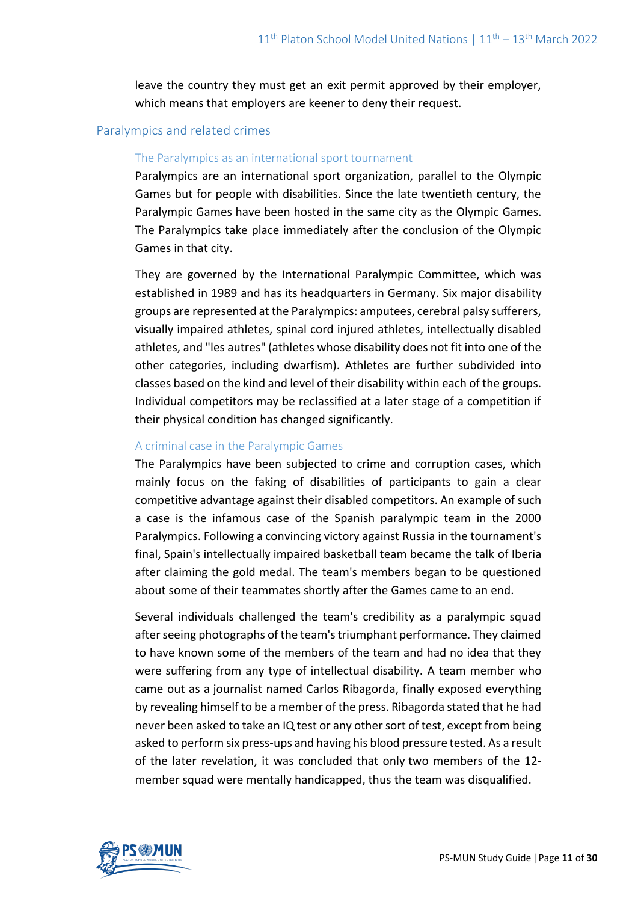leave the country they must get an exit permit approved by their employer, which means that employers are keener to deny their request.

## Paralympics and related crimes

### The Paralympics as an international sport tournament

Paralympics are an international sport organization, parallel to the Olympic Games but for people with disabilities. Since the late twentieth century, the Paralympic Games have been hosted in the same city as the Olympic Games. The Paralympics take place immediately after the conclusion of the Olympic Games in that city.

They are governed by the International Paralympic Committee, which was established in 1989 and has its headquarters in Germany. Six major disability groups are represented at the Paralympics: amputees, cerebral palsy sufferers, visually impaired athletes, spinal cord injured athletes, intellectually disabled athletes, and "les autres" (athletes whose disability does not fit into one of the other categories, including dwarfism). Athletes are further subdivided into classes based on the kind and level of their disability within each of the groups. Individual competitors may be reclassified at a later stage of a competition if their physical condition has changed significantly.

### A criminal case in the Paralympic Games

The Paralympics have been subjected to crime and corruption cases, which mainly focus on the faking of disabilities of participants to gain a clear competitive advantage against their disabled competitors. An example of such a case is the infamous case of the Spanish paralympic team in the 2000 Paralympics. Following a convincing victory against Russia in the tournament's final, Spain's intellectually impaired basketball team became the talk of Iberia after claiming the gold medal. The team's members began to be questioned about some of their teammates shortly after the Games came to an end.

Several individuals challenged the team's credibility as a paralympic squad after seeing photographs of the team's triumphant performance. They claimed to have known some of the members of the team and had no idea that they were suffering from any type of intellectual disability. A team member who came out as a journalist named Carlos Ribagorda, finally exposed everything by revealing himself to be a member of the press. Ribagorda stated that he had never been asked to take an IQ test or any other sort of test, except from being asked to perform six press-ups and having his blood pressure tested. As a result of the later revelation, it was concluded that only two members of the 12-member squad were mentally handicapped, thus the team was disqualified.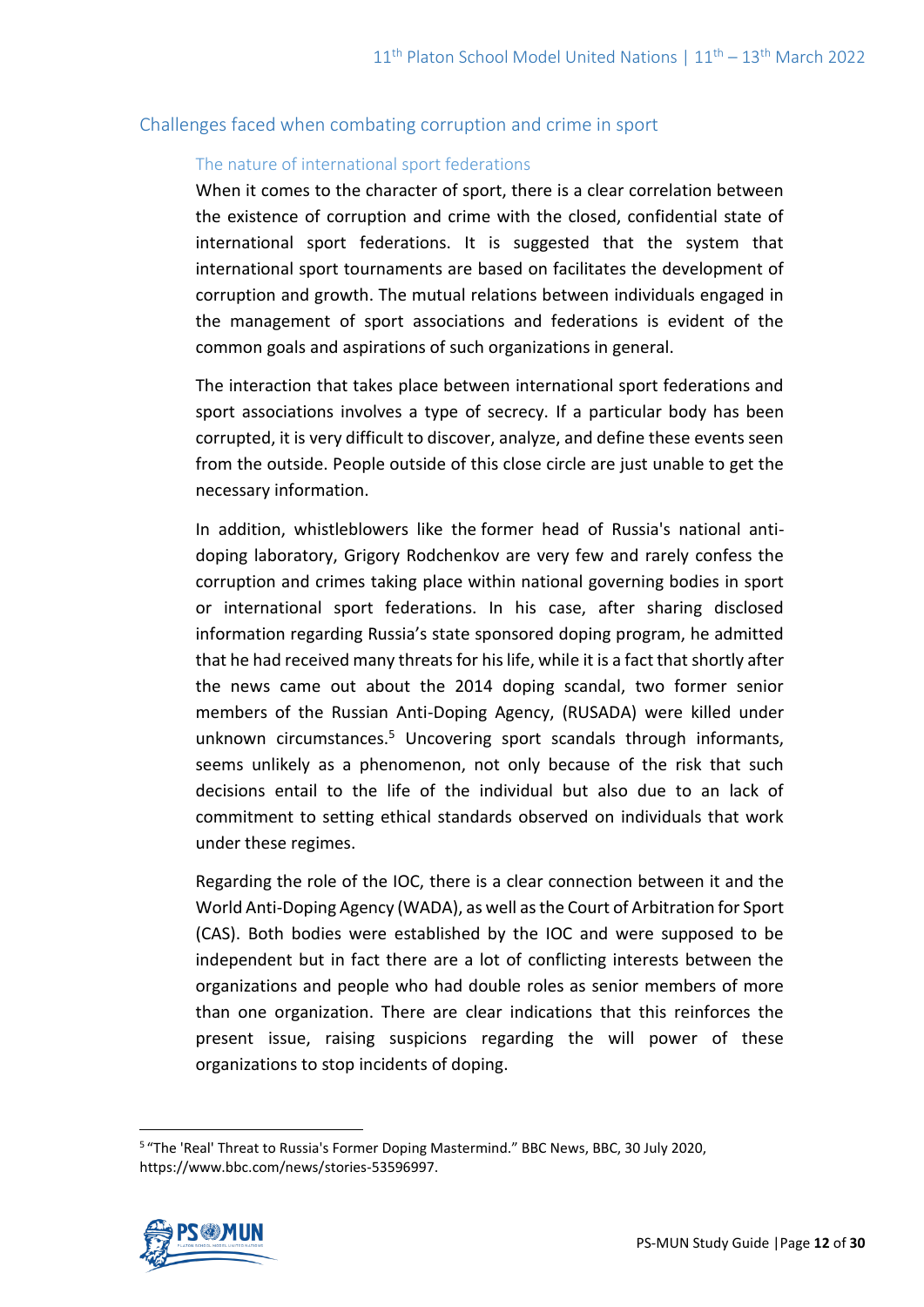## Challenges faced when combating corruption and crime in sport

### The nature of international sport federations

When it comes to the character of sport, there is a clear correlation between the existence of corruption and crime with the closed, confidential state of international sport federations. It is suggested that the system that international sport tournaments are based on facilitates the development of corruption and growth. The mutual relations between individuals engaged in the management of sport associations and federations is evident of the common goals and aspirations of such organizations in general.

The interaction that takes place between international sport federations and sport associations involves a type of secrecy. If a particular body has been corrupted, it is very difficult to discover, analyze, and define these events seen from the outside. People outside of this close circle are just unable to get the necessary information.

In addition, whistleblowers like the former head of Russia's national anti-doping laboratory, Grigory Rodchenkov are very few and rarely confess the corruption and crimes taking place within national governing bodies in sport or international sport federations. In his case, after sharing disclosed information regarding Russia's state sponsored doping program, he admitted that he had received many threats for his life, while it is a fact that shortly after the news came out about the 2014 doping scandal, two former senior members of the Russian Anti-Doping Agency, (RUSADA) were killed under unknown circumstances.[5] Uncovering sport scandals through informants, seems unlikely as a phenomenon, not only because of the risk that such decisions entail to the life of the individual but also due to an lack of commitment to setting ethical standards observed on individuals that work under these regimes.

Regarding the role of the IOC, there is a clear connection between it and the World Anti-Doping Agency (WADA), as well as the Court of Arbitration for Sport (CAS). Both bodies were established by the IOC and were supposed to be independent but in fact there are a lot of conflicting interests between the organizations and people who had double roles as senior members of more than one organization. There are clear indications that this reinforces the present issue, raising suspicions regarding the will power of these organizations to stop incidents of doping.

---

[5] "The 'Real' Threat to Russia's Former Doping Mastermind." BBC News, BBC, 30 July 2020, https://www.bbc.com/news/stories-53596997.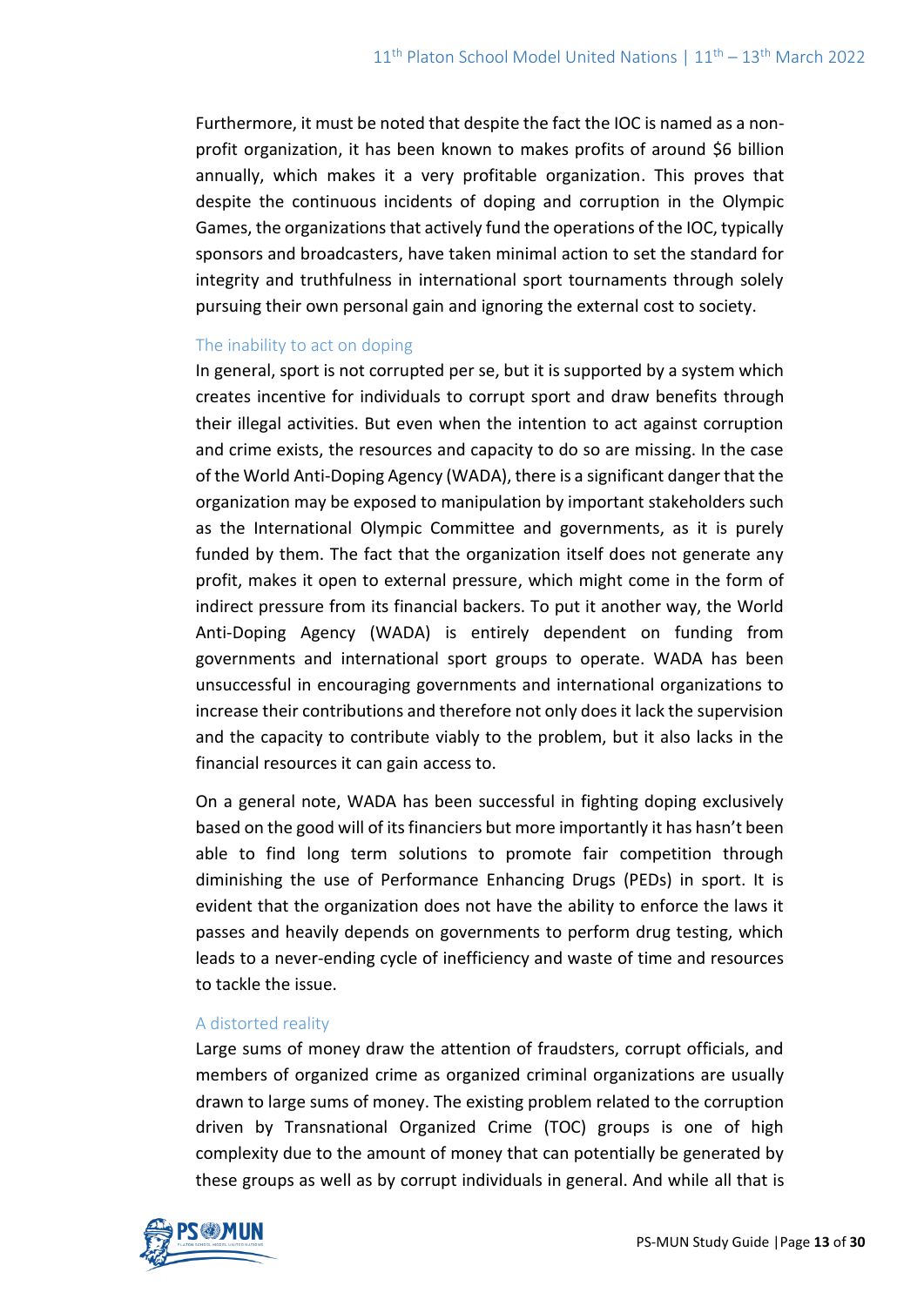Furthermore, it must be noted that despite the fact the IOC is named as a non-profit organization, it has been known to makes profits of around $6 billion annually, which makes it a very profitable organization. This proves that despite the continuous incidents of doping and corruption in the Olympic Games, the organizations that actively fund the operations of the IOC, typically sponsors and broadcasters, have taken minimal action to set the standard for integrity and truthfulness in international sport tournaments through solely pursuing their own personal gain and ignoring the external cost to society.

### The inability to act on doping

In general, sport is not corrupted per se, but it is supported by a system which creates incentive for individuals to corrupt sport and draw benefits through their illegal activities. But even when the intention to act against corruption and crime exists, the resources and capacity to do so are missing. In the case of the World Anti-Doping Agency (WADA), there is a significant danger that the organization may be exposed to manipulation by important stakeholders such as the International Olympic Committee and governments, as it is purely funded by them. The fact that the organization itself does not generate any profit, makes it open to external pressure, which might come in the form of indirect pressure from its financial backers. To put it another way, the World Anti-Doping Agency (WADA) is entirely dependent on funding from governments and international sport groups to operate. WADA has been unsuccessful in encouraging governments and international organizations to increase their contributions and therefore not only does it lack the supervision and the capacity to contribute viably to the problem, but it also lacks in the financial resources it can gain access to.

On a general note, WADA has been successful in fighting doping exclusively based on the good will of its financiers but more importantly it has hasn't been able to find long term solutions to promote fair competition through diminishing the use of Performance Enhancing Drugs (PEDs) in sport. It is evident that the organization does not have the ability to enforce the laws it passes and heavily depends on governments to perform drug testing, which leads to a never-ending cycle of inefficiency and waste of time and resources to tackle the issue.

### A distorted reality

Large sums of money draw the attention of fraudsters, corrupt officials, and members of organized crime as organized criminal organizations are usually drawn to large sums of money. The existing problem related to the corruption driven by Transnational Organized Crime (TOC) groups is one of high complexity due to the amount of money that can potentially be generated by these groups as well as by corrupt individuals in general. And while all that is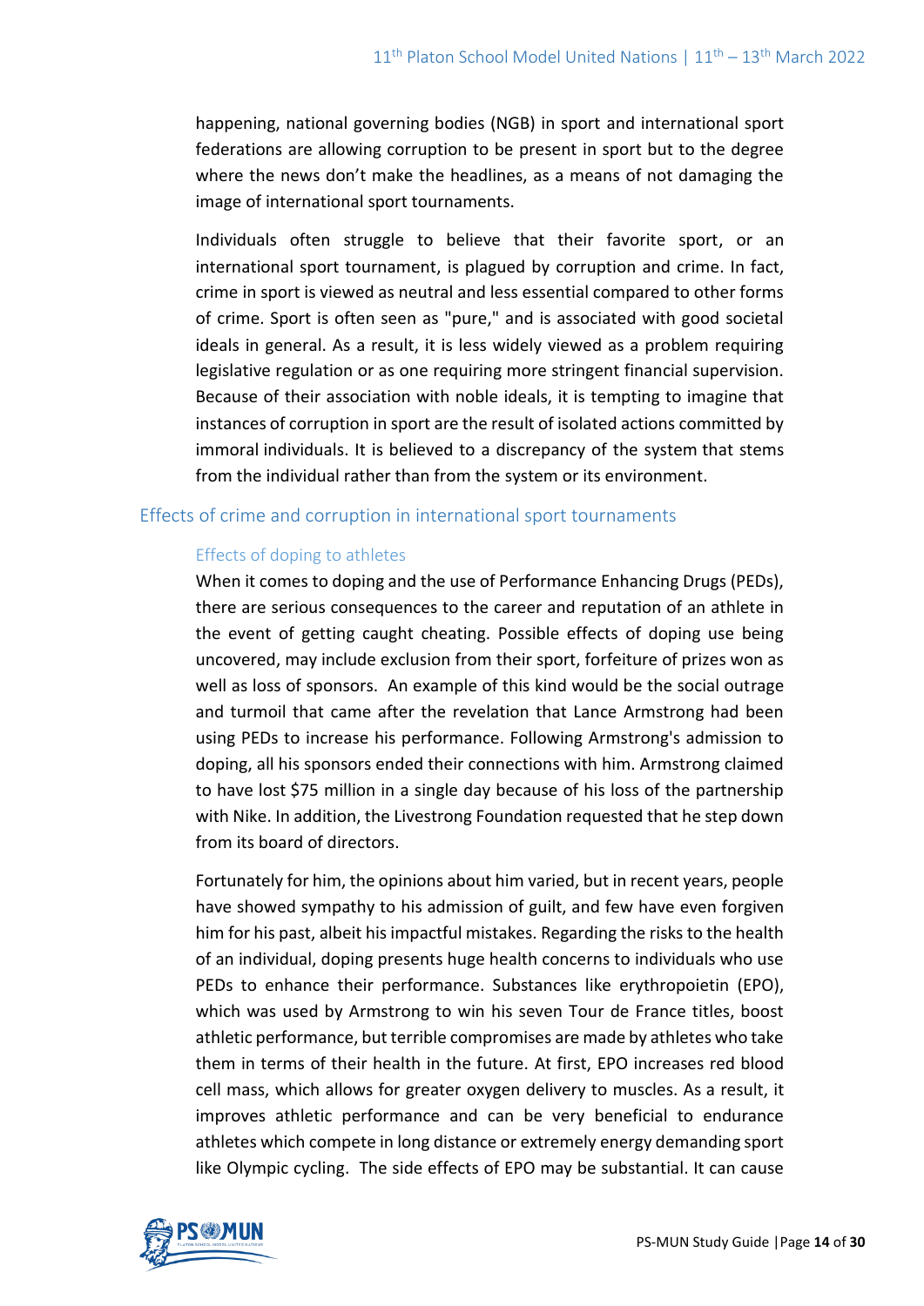happening, national governing bodies (NGB) in sport and international sport federations are allowing corruption to be present in sport but to the degree where the news don't make the headlines, as a means of not damaging the image of international sport tournaments.

Individuals often struggle to believe that their favorite sport, or an international sport tournament, is plagued by corruption and crime. In fact, crime in sport is viewed as neutral and less essential compared to other forms of crime. Sport is often seen as "pure," and is associated with good societal ideals in general. As a result, it is less widely viewed as a problem requiring legislative regulation or as one requiring more stringent financial supervision. Because of their association with noble ideals, it is tempting to imagine that instances of corruption in sport are the result of isolated actions committed by immoral individuals. It is believed to a discrepancy of the system that stems from the individual rather than from the system or its environment.

## Effects of crime and corruption in international sport tournaments

### Effects of doping to athletes

When it comes to doping and the use of Performance Enhancing Drugs (PEDs), there are serious consequences to the career and reputation of an athlete in the event of getting caught cheating. Possible effects of doping use being uncovered, may include exclusion from their sport, forfeiture of prizes won as well as loss of sponsors. An example of this kind would be the social outrage and turmoil that came after the revelation that Lance Armstrong had been using PEDs to increase his performance. Following Armstrong's admission to doping, all his sponsors ended their connections with him. Armstrong claimed to have lost $75 million in a single day because of his loss of the partnership with Nike. In addition, the Livestrong Foundation requested that he step down from its board of directors.

Fortunately for him, the opinions about him varied, but in recent years, people have showed sympathy to his admission of guilt, and few have even forgiven him for his past, albeit his impactful mistakes. Regarding the risks to the health of an individual, doping presents huge health concerns to individuals who use PEDs to enhance their performance. Substances like erythropoietin (EPO), which was used by Armstrong to win his seven Tour de France titles, boost athletic performance, but terrible compromises are made by athletes who take them in terms of their health in the future. At first, EPO increases red blood cell mass, which allows for greater oxygen delivery to muscles. As a result, it improves athletic performance and can be very beneficial to endurance athletes which compete in long distance or extremely energy demanding sport like Olympic cycling. The side effects of EPO may be substantial. It can cause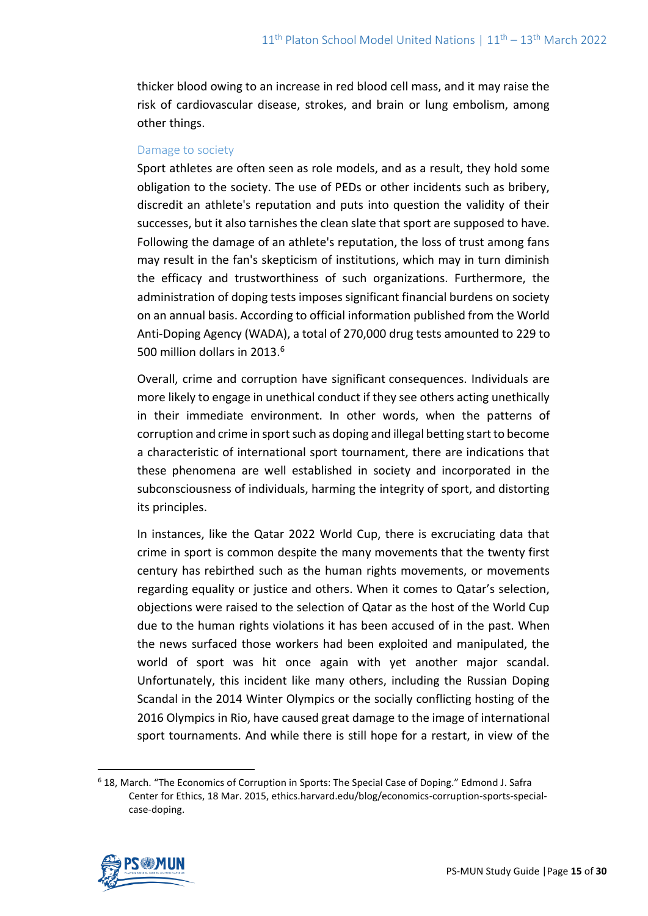thicker blood owing to an increase in red blood cell mass, and it may raise the risk of cardiovascular disease, strokes, and brain or lung embolism, among other things.

### Damage to society

Sport athletes are often seen as role models, and as a result, they hold some obligation to the society. The use of PEDs or other incidents such as bribery, discredit an athlete's reputation and puts into question the validity of their successes, but it also tarnishes the clean slate that sport are supposed to have. Following the damage of an athlete's reputation, the loss of trust among fans may result in the fan's skepticism of institutions, which may in turn diminish the efficacy and trustworthiness of such organizations. Furthermore, the administration of doping tests imposes significant financial burdens on society on an annual basis. According to official information published from the World Anti-Doping Agency (WADA), a total of 270,000 drug tests amounted to 229 to 500 million dollars in 2013.[6]

Overall, crime and corruption have significant consequences. Individuals are more likely to engage in unethical conduct if they see others acting unethically in their immediate environment. In other words, when the patterns of corruption and crime in sport such as doping and illegal betting start to become a characteristic of international sport tournament, there are indications that these phenomena are well established in society and incorporated in the subconsciousness of individuals, harming the integrity of sport, and distorting its principles.

In instances, like the Qatar 2022 World Cup, there is excruciating data that crime in sport is common despite the many movements that the twenty first century has rebirthed such as the human rights movements, or movements regarding equality or justice and others. When it comes to Qatar's selection, objections were raised to the selection of Qatar as the host of the World Cup due to the human rights violations it has been accused of in the past. When the news surfaced those workers had been exploited and manipulated, the world of sport was hit once again with yet another major scandal. Unfortunately, this incident like many others, including the Russian Doping Scandal in the 2014 Winter Olympics or the socially conflicting hosting of the 2016 Olympics in Rio, have caused great damage to the image of international sport tournaments. And while there is still hope for a restart, in view of the

[6] 18, March. "The Economics of Corruption in Sports: The Special Case of Doping." Edmond J. Safra Center for Ethics, 18 Mar. 2015, ethics.harvard.edu/blog/economics-corruption-sports-special-case-doping.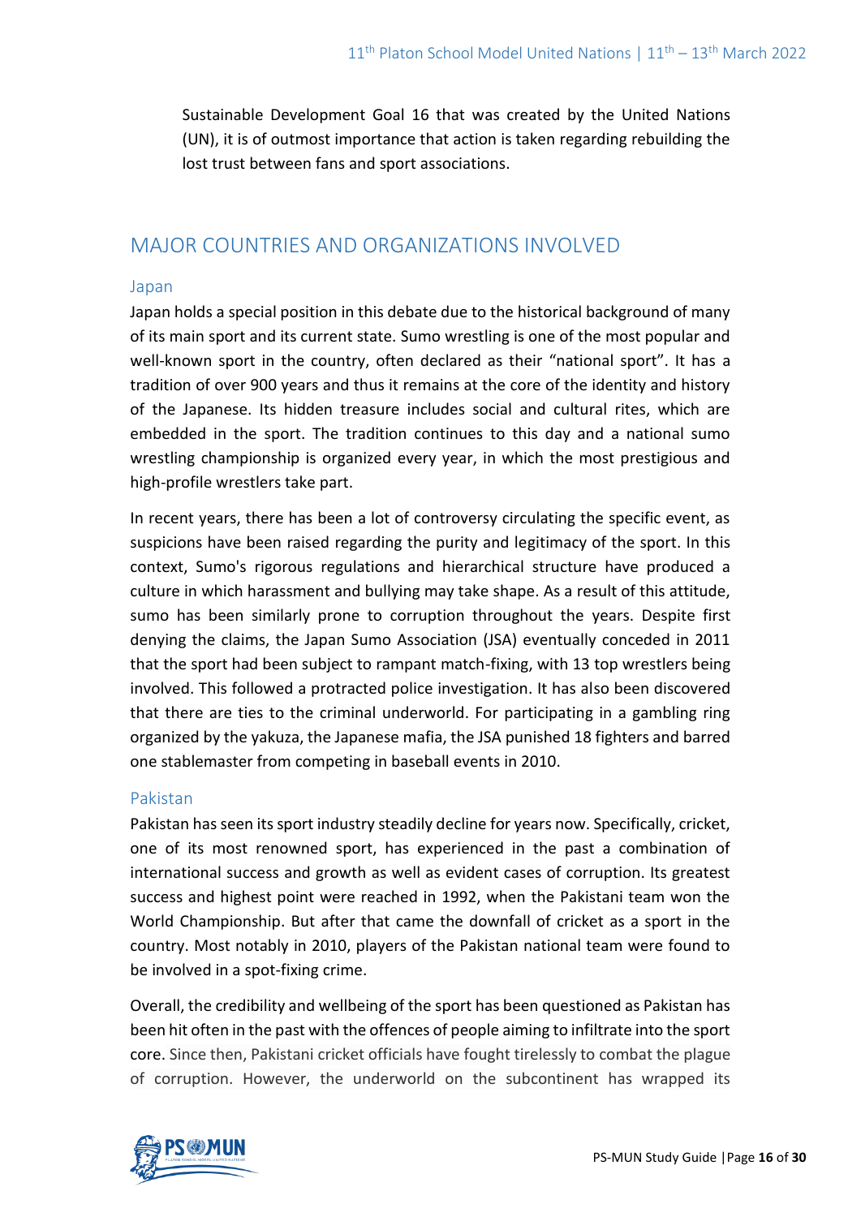Sustainable Development Goal 16 that was created by the United Nations (UN), it is of outmost importance that action is taken regarding rebuilding the lost trust between fans and sport associations.

## MAJOR COUNTRIES AND ORGANIZATIONS INVOLVED

### Japan

Japan holds a special position in this debate due to the historical background of many of its main sport and its current state. Sumo wrestling is one of the most popular and well-known sport in the country, often declared as their "national sport". It has a tradition of over 900 years and thus it remains at the core of the identity and history of the Japanese. Its hidden treasure includes social and cultural rites, which are embedded in the sport. The tradition continues to this day and a national sumo wrestling championship is organized every year, in which the most prestigious and high-profile wrestlers take part.

In recent years, there has been a lot of controversy circulating the specific event, as suspicions have been raised regarding the purity and legitimacy of the sport. In this context, Sumo's rigorous regulations and hierarchical structure have produced a culture in which harassment and bullying may take shape. As a result of this attitude, sumo has been similarly prone to corruption throughout the years. Despite first denying the claims, the Japan Sumo Association (JSA) eventually conceded in 2011 that the sport had been subject to rampant match-fixing, with 13 top wrestlers being involved. This followed a protracted police investigation. It has also been discovered that there are ties to the criminal underworld. For participating in a gambling ring organized by the yakuza, the Japanese mafia, the JSA punished 18 fighters and barred one stablemaster from competing in baseball events in 2010.

### Pakistan

Pakistan has seen its sport industry steadily decline for years now. Specifically, cricket, one of its most renowned sport, has experienced in the past a combination of international success and growth as well as evident cases of corruption. Its greatest success and highest point were reached in 1992, when the Pakistani team won the World Championship. But after that came the downfall of cricket as a sport in the country. Most notably in 2010, players of the Pakistan national team were found to be involved in a spot-fixing crime.

Overall, the credibility and wellbeing of the sport has been questioned as Pakistan has been hit often in the past with the offences of people aiming to infiltrate into the sport core. Since then, Pakistani cricket officials have fought tirelessly to combat the plague of corruption. However, the underworld on the subcontinent has wrapped its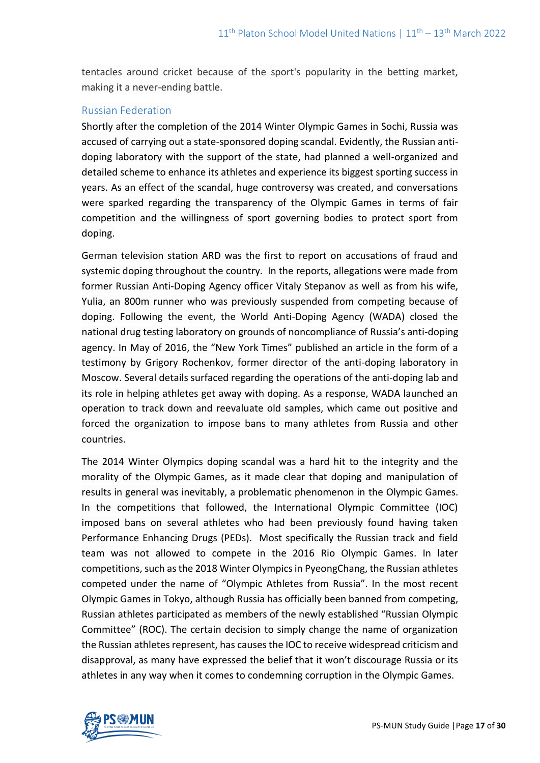tentacles around cricket because of the sport's popularity in the betting market, making it a never-ending battle.

### Russian Federation

Shortly after the completion of the 2014 Winter Olympic Games in Sochi, Russia was accused of carrying out a state-sponsored doping scandal. Evidently, the Russian anti-doping laboratory with the support of the state, had planned a well-organized and detailed scheme to enhance its athletes and experience its biggest sporting success in years. As an effect of the scandal, huge controversy was created, and conversations were sparked regarding the transparency of the Olympic Games in terms of fair competition and the willingness of sport governing bodies to protect sport from doping.

German television station ARD was the first to report on accusations of fraud and systemic doping throughout the country. In the reports, allegations were made from former Russian Anti-Doping Agency officer Vitaly Stepanov as well as from his wife, Yulia, an 800m runner who was previously suspended from competing because of doping. Following the event, the World Anti-Doping Agency (WADA) closed the national drug testing laboratory on grounds of noncompliance of Russia's anti-doping agency. In May of 2016, the "New York Times" published an article in the form of a testimony by Grigory Rochenkov, former director of the anti-doping laboratory in Moscow. Several details surfaced regarding the operations of the anti-doping lab and its role in helping athletes get away with doping. As a response, WADA launched an operation to track down and reevaluate old samples, which came out positive and forced the organization to impose bans to many athletes from Russia and other countries.

The 2014 Winter Olympics doping scandal was a hard hit to the integrity and the morality of the Olympic Games, as it made clear that doping and manipulation of results in general was inevitably, a problematic phenomenon in the Olympic Games. In the competitions that followed, the International Olympic Committee (IOC) imposed bans on several athletes who had been previously found having taken Performance Enhancing Drugs (PEDs). Most specifically the Russian track and field team was not allowed to compete in the 2016 Rio Olympic Games. In later competitions, such as the 2018 Winter Olympics in PyeongChang, the Russian athletes competed under the name of "Olympic Athletes from Russia". In the most recent Olympic Games in Tokyo, although Russia has officially been banned from competing, Russian athletes participated as members of the newly established "Russian Olympic Committee" (ROC). The certain decision to simply change the name of organization the Russian athletes represent, has causes the IOC to receive widespread criticism and disapproval, as many have expressed the belief that it won't discourage Russia or its athletes in any way when it comes to condemning corruption in the Olympic Games.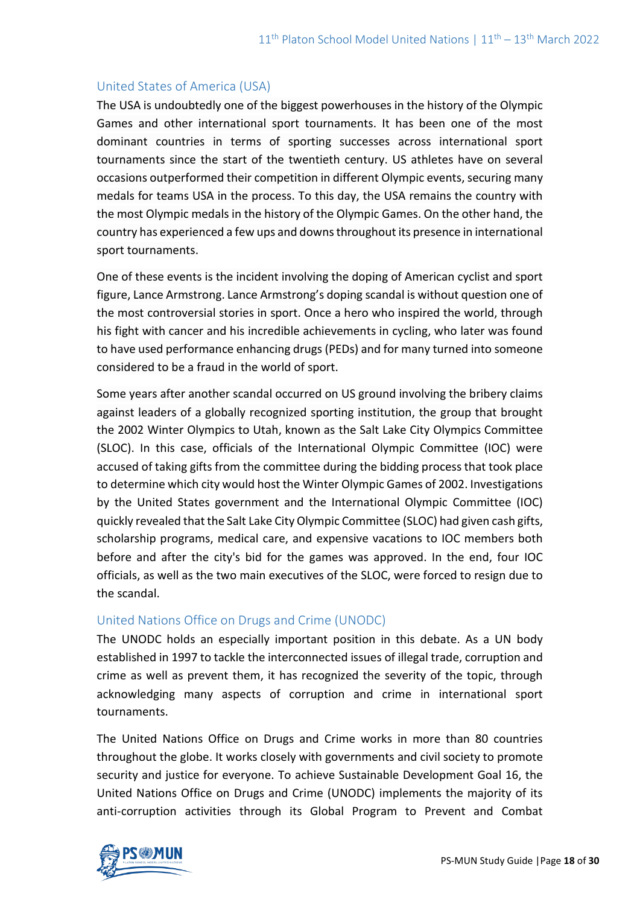## United States of America (USA)

The USA is undoubtedly one of the biggest powerhouses in the history of the Olympic Games and other international sport tournaments. It has been one of the most dominant countries in terms of sporting successes across international sport tournaments since the start of the twentieth century. US athletes have on several occasions outperformed their competition in different Olympic events, securing many medals for teams USA in the process. To this day, the USA remains the country with the most Olympic medals in the history of the Olympic Games. On the other hand, the country has experienced a few ups and downs throughout its presence in international sport tournaments.

One of these events is the incident involving the doping of American cyclist and sport figure, Lance Armstrong. Lance Armstrong's doping scandal is without question one of the most controversial stories in sport. Once a hero who inspired the world, through his fight with cancer and his incredible achievements in cycling, who later was found to have used performance enhancing drugs (PEDs) and for many turned into someone considered to be a fraud in the world of sport.

Some years after another scandal occurred on US ground involving the bribery claims against leaders of a globally recognized sporting institution, the group that brought the 2002 Winter Olympics to Utah, known as the Salt Lake City Olympics Committee (SLOC). In this case, officials of the International Olympic Committee (IOC) were accused of taking gifts from the committee during the bidding process that took place to determine which city would host the Winter Olympic Games of 2002. Investigations by the United States government and the International Olympic Committee (IOC) quickly revealed that the Salt Lake City Olympic Committee (SLOC) had given cash gifts, scholarship programs, medical care, and expensive vacations to IOC members both before and after the city's bid for the games was approved. In the end, four IOC officials, as well as the two main executives of the SLOC, were forced to resign due to the scandal.

## United Nations Office on Drugs and Crime (UNODC)

The UNODC holds an especially important position in this debate. As a UN body established in 1997 to tackle the interconnected issues of illegal trade, corruption and crime as well as prevent them, it has recognized the severity of the topic, through acknowledging many aspects of corruption and crime in international sport tournaments.

The United Nations Office on Drugs and Crime works in more than 80 countries throughout the globe. It works closely with governments and civil society to promote security and justice for everyone. To achieve Sustainable Development Goal 16, the United Nations Office on Drugs and Crime (UNODC) implements the majority of its anti-corruption activities through its Global Program to Prevent and Combat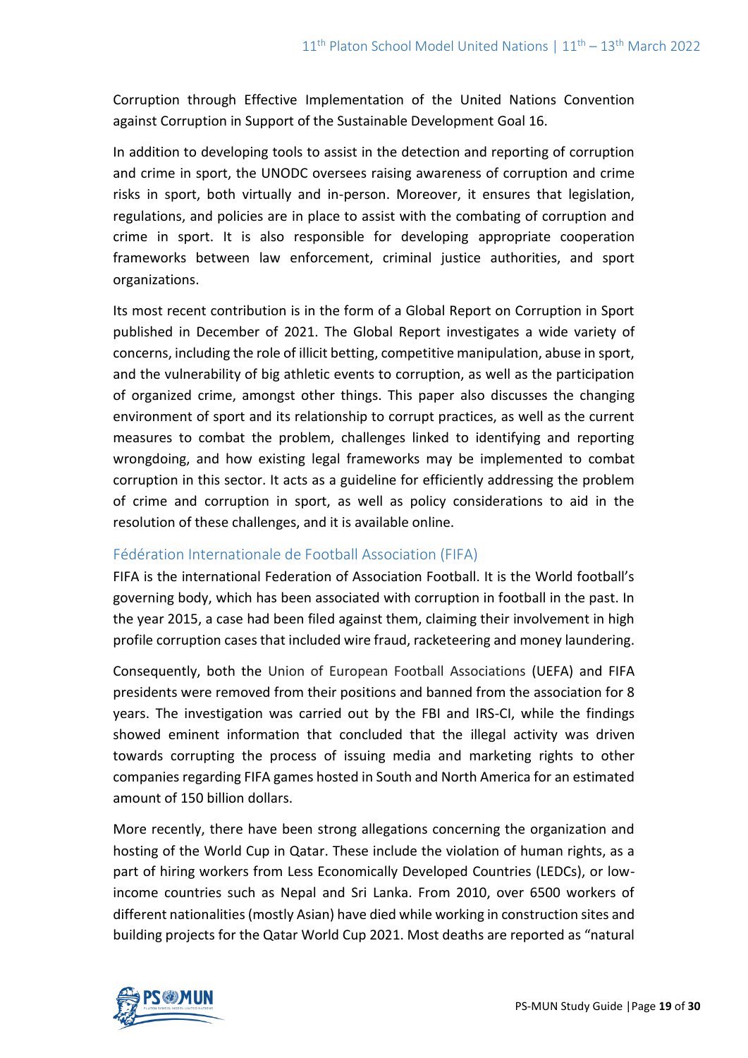Corruption through Effective Implementation of the United Nations Convention against Corruption in Support of the Sustainable Development Goal 16.

In addition to developing tools to assist in the detection and reporting of corruption and crime in sport, the UNODC oversees raising awareness of corruption and crime risks in sport, both virtually and in-person. Moreover, it ensures that legislation, regulations, and policies are in place to assist with the combating of corruption and crime in sport. It is also responsible for developing appropriate cooperation frameworks between law enforcement, criminal justice authorities, and sport organizations.

Its most recent contribution is in the form of a Global Report on Corruption in Sport published in December of 2021. The Global Report investigates a wide variety of concerns, including the role of illicit betting, competitive manipulation, abuse in sport, and the vulnerability of big athletic events to corruption, as well as the participation of organized crime, amongst other things. This paper also discusses the changing environment of sport and its relationship to corrupt practices, as well as the current measures to combat the problem, challenges linked to identifying and reporting wrongdoing, and how existing legal frameworks may be implemented to combat corruption in this sector. It acts as a guideline for efficiently addressing the problem of crime and corruption in sport, as well as policy considerations to aid in the resolution of these challenges, and it is available online.

### Fédération Internationale de Football Association (FIFA)

FIFA is the international Federation of Association Football. It is the World football's governing body, which has been associated with corruption in football in the past. In the year 2015, a case had been filed against them, claiming their involvement in high profile corruption cases that included wire fraud, racketeering and money laundering.

Consequently, both the Union of European Football Associations (UEFA) and FIFA presidents were removed from their positions and banned from the association for 8 years. The investigation was carried out by the FBI and IRS-CI, while the findings showed eminent information that concluded that the illegal activity was driven towards corrupting the process of issuing media and marketing rights to other companies regarding FIFA games hosted in South and North America for an estimated amount of 150 billion dollars.

More recently, there have been strong allegations concerning the organization and hosting of the World Cup in Qatar. These include the violation of human rights, as a part of hiring workers from Less Economically Developed Countries (LEDCs), or low-income countries such as Nepal and Sri Lanka. From 2010, over 6500 workers of different nationalities (mostly Asian) have died while working in construction sites and building projects for the Qatar World Cup 2021. Most deaths are reported as "natural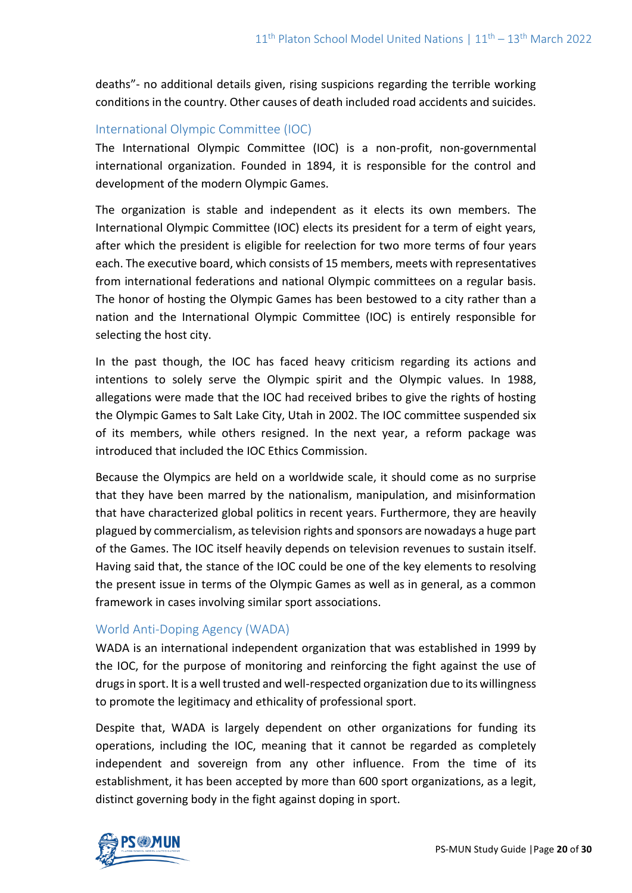deaths"- no additional details given, rising suspicions regarding the terrible working conditions in the country. Other causes of death included road accidents and suicides.

### International Olympic Committee (IOC)

The International Olympic Committee (IOC) is a non-profit, non-governmental international organization. Founded in 1894, it is responsible for the control and development of the modern Olympic Games.

The organization is stable and independent as it elects its own members. The International Olympic Committee (IOC) elects its president for a term of eight years, after which the president is eligible for reelection for two more terms of four years each. The executive board, which consists of 15 members, meets with representatives from international federations and national Olympic committees on a regular basis. The honor of hosting the Olympic Games has been bestowed to a city rather than a nation and the International Olympic Committee (IOC) is entirely responsible for selecting the host city.

In the past though, the IOC has faced heavy criticism regarding its actions and intentions to solely serve the Olympic spirit and the Olympic values. In 1988, allegations were made that the IOC had received bribes to give the rights of hosting the Olympic Games to Salt Lake City, Utah in 2002. The IOC committee suspended six of its members, while others resigned. In the next year, a reform package was introduced that included the IOC Ethics Commission.

Because the Olympics are held on a worldwide scale, it should come as no surprise that they have been marred by the nationalism, manipulation, and misinformation that have characterized global politics in recent years. Furthermore, they are heavily plagued by commercialism, as television rights and sponsors are nowadays a huge part of the Games. The IOC itself heavily depends on television revenues to sustain itself. Having said that, the stance of the IOC could be one of the key elements to resolving the present issue in terms of the Olympic Games as well as in general, as a common framework in cases involving similar sport associations.

### World Anti-Doping Agency (WADA)

WADA is an international independent organization that was established in 1999 by the IOC, for the purpose of monitoring and reinforcing the fight against the use of drugs in sport. It is a well trusted and well-respected organization due to its willingness to promote the legitimacy and ethicality of professional sport.

Despite that, WADA is largely dependent on other organizations for funding its operations, including the IOC, meaning that it cannot be regarded as completely independent and sovereign from any other influence. From the time of its establishment, it has been accepted by more than 600 sport organizations, as a legit, distinct governing body in the fight against doping in sport.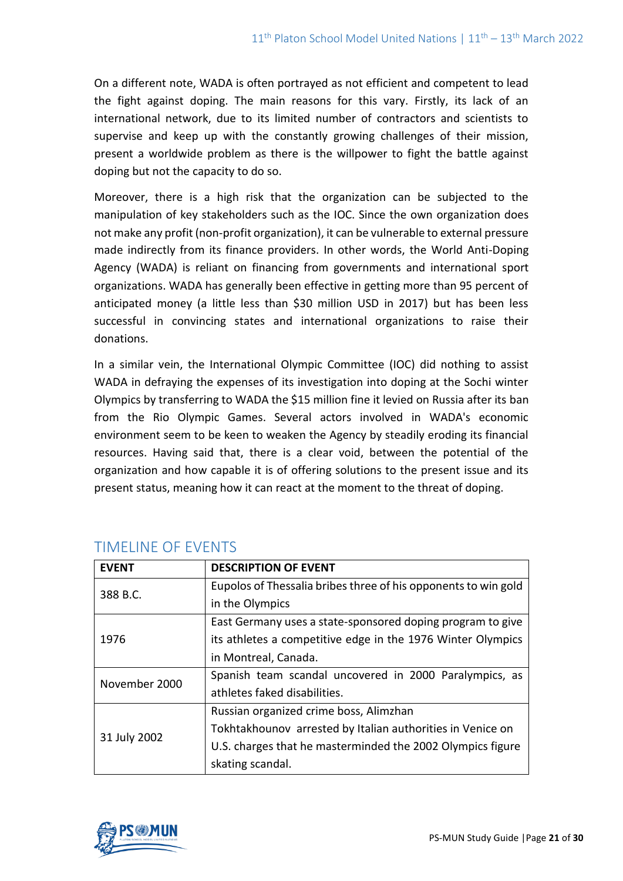On a different note, WADA is often portrayed as not efficient and competent to lead the fight against doping. The main reasons for this vary. Firstly, its lack of an international network, due to its limited number of contractors and scientists to supervise and keep up with the constantly growing challenges of their mission, present a worldwide problem as there is the willpower to fight the battle against doping but not the capacity to do so.

Moreover, there is a high risk that the organization can be subjected to the manipulation of key stakeholders such as the IOC. Since the own organization does not make any profit (non-profit organization), it can be vulnerable to external pressure made indirectly from its finance providers. In other words, the World Anti-Doping Agency (WADA) is reliant on financing from governments and international sport organizations. WADA has generally been effective in getting more than 95 percent of anticipated money (a little less than $30 million USD in 2017) but has been less successful in convincing states and international organizations to raise their donations.

In a similar vein, the International Olympic Committee (IOC) did nothing to assist WADA in defraying the expenses of its investigation into doping at the Sochi winter Olympics by transferring to WADA the $15 million fine it levied on Russia after its ban from the Rio Olympic Games. Several actors involved in WADA's economic environment seem to be keen to weaken the Agency by steadily eroding its financial resources. Having said that, there is a clear void, between the potential of the organization and how capable it is of offering solutions to the present issue and its present status, meaning how it can react at the moment to the threat of doping.

## TIMELINE OF EVENTS

| EVENT | DESCRIPTION OF EVENT |
|---|---|
| 388 B.C. | Eupolos of Thessalia bribes three of his opponents to win gold in the Olympics |
| 1976 | East Germany uses a state-sponsored doping program to give its athletes a competitive edge in the 1976 Winter Olympics in Montreal, Canada. |
| November 2000 | Spanish team scandal uncovered in 2000 Paralympics, as athletes faked disabilities. |
| 31 July 2002 | Russian organized crime boss, Alimzhan Tokhtakhounov arrested by Italian authorities in Venice on U.S. charges that he masterminded the 2002 Olympics figure skating scandal. |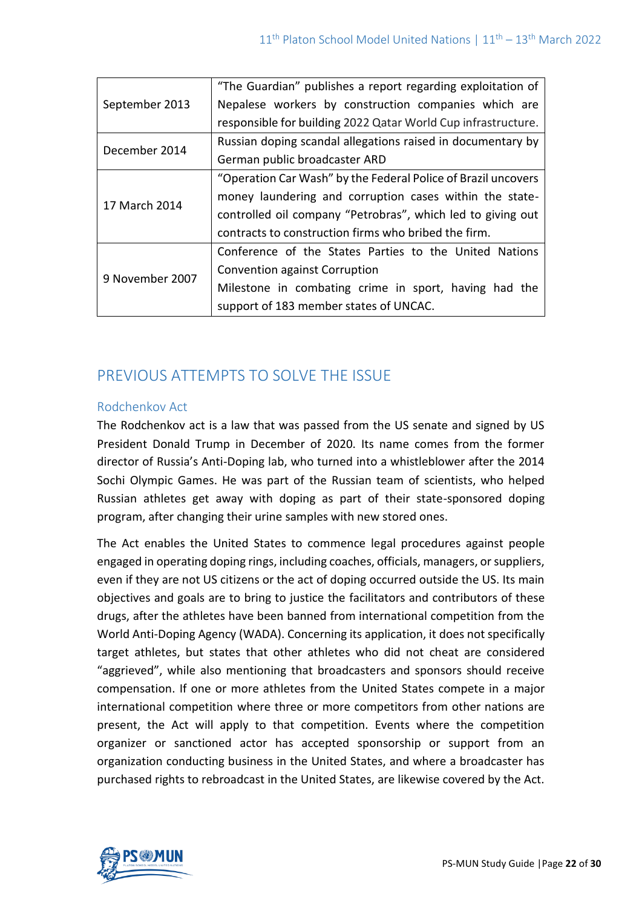| | |
|---|---|
| September 2013 | "The Guardian" publishes a report regarding exploitation of Nepalese workers by construction companies which are responsible for building 2022 Qatar World Cup infrastructure. |
| December 2014 | Russian doping scandal allegations raised in documentary by German public broadcaster ARD |
| 17 March 2014 | "Operation Car Wash" by the Federal Police of Brazil uncovers money laundering and corruption cases within the state-controlled oil company "Petrobras", which led to giving out contracts to construction firms who bribed the firm. |
| 9 November 2007 | Conference of the States Parties to the United Nations Convention against Corruption<br>Milestone in combating crime in sport, having had the support of 183 member states of UNCAC. |

## PREVIOUS ATTEMPTS TO SOLVE THE ISSUE

### Rodchenkov Act

The Rodchenkov act is a law that was passed from the US senate and signed by US President Donald Trump in December of 2020. Its name comes from the former director of Russia's Anti-Doping lab, who turned into a whistleblower after the 2014 Sochi Olympic Games. He was part of the Russian team of scientists, who helped Russian athletes get away with doping as part of their state-sponsored doping program, after changing their urine samples with new stored ones.

The Act enables the United States to commence legal procedures against people engaged in operating doping rings, including coaches, officials, managers, or suppliers, even if they are not US citizens or the act of doping occurred outside the US. Its main objectives and goals are to bring to justice the facilitators and contributors of these drugs, after the athletes have been banned from international competition from the World Anti-Doping Agency (WADA). Concerning its application, it does not specifically target athletes, but states that other athletes who did not cheat are considered "aggrieved", while also mentioning that broadcasters and sponsors should receive compensation. If one or more athletes from the United States compete in a major international competition where three or more competitors from other nations are present, the Act will apply to that competition. Events where the competition organizer or sanctioned actor has accepted sponsorship or support from an organization conducting business in the United States, and where a broadcaster has purchased rights to rebroadcast in the United States, are likewise covered by the Act.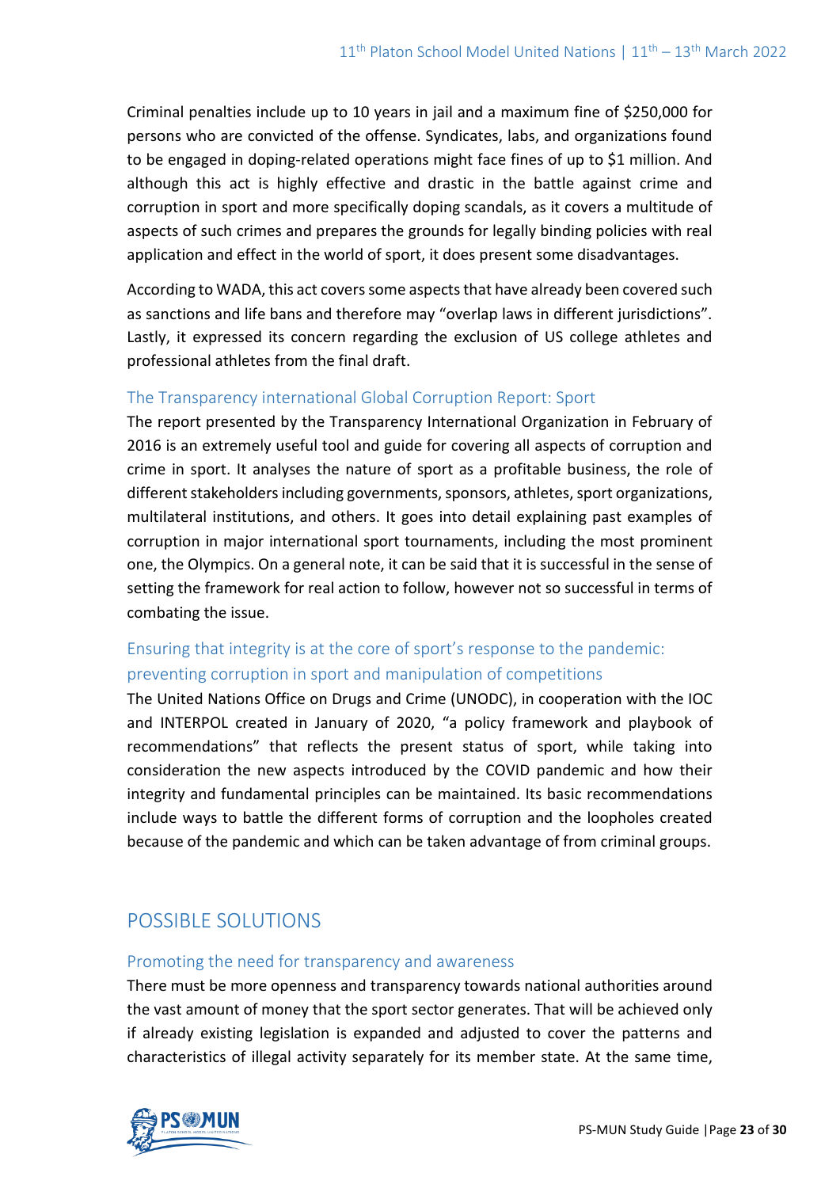Criminal penalties include up to 10 years in jail and a maximum fine of $250,000 for persons who are convicted of the offense. Syndicates, labs, and organizations found to be engaged in doping-related operations might face fines of up to $1 million. And although this act is highly effective and drastic in the battle against crime and corruption in sport and more specifically doping scandals, as it covers a multitude of aspects of such crimes and prepares the grounds for legally binding policies with real application and effect in the world of sport, it does present some disadvantages.

According to WADA, this act covers some aspects that have already been covered such as sanctions and life bans and therefore may "overlap laws in different jurisdictions". Lastly, it expressed its concern regarding the exclusion of US college athletes and professional athletes from the final draft.

### The Transparency international Global Corruption Report: Sport

The report presented by the Transparency International Organization in February of 2016 is an extremely useful tool and guide for covering all aspects of corruption and crime in sport. It analyses the nature of sport as a profitable business, the role of different stakeholders including governments, sponsors, athletes, sport organizations, multilateral institutions, and others. It goes into detail explaining past examples of corruption in major international sport tournaments, including the most prominent one, the Olympics. On a general note, it can be said that it is successful in the sense of setting the framework for real action to follow, however not so successful in terms of combating the issue.

### Ensuring that integrity is at the core of sport's response to the pandemic: preventing corruption in sport and manipulation of competitions

The United Nations Office on Drugs and Crime (UNODC), in cooperation with the IOC and INTERPOL created in January of 2020, "a policy framework and playbook of recommendations" that reflects the present status of sport, while taking into consideration the new aspects introduced by the COVID pandemic and how their integrity and fundamental principles can be maintained. Its basic recommendations include ways to battle the different forms of corruption and the loopholes created because of the pandemic and which can be taken advantage of from criminal groups.

## POSSIBLE SOLUTIONS

### Promoting the need for transparency and awareness

There must be more openness and transparency towards national authorities around the vast amount of money that the sport sector generates. That will be achieved only if already existing legislation is expanded and adjusted to cover the patterns and characteristics of illegal activity separately for its member state. At the same time,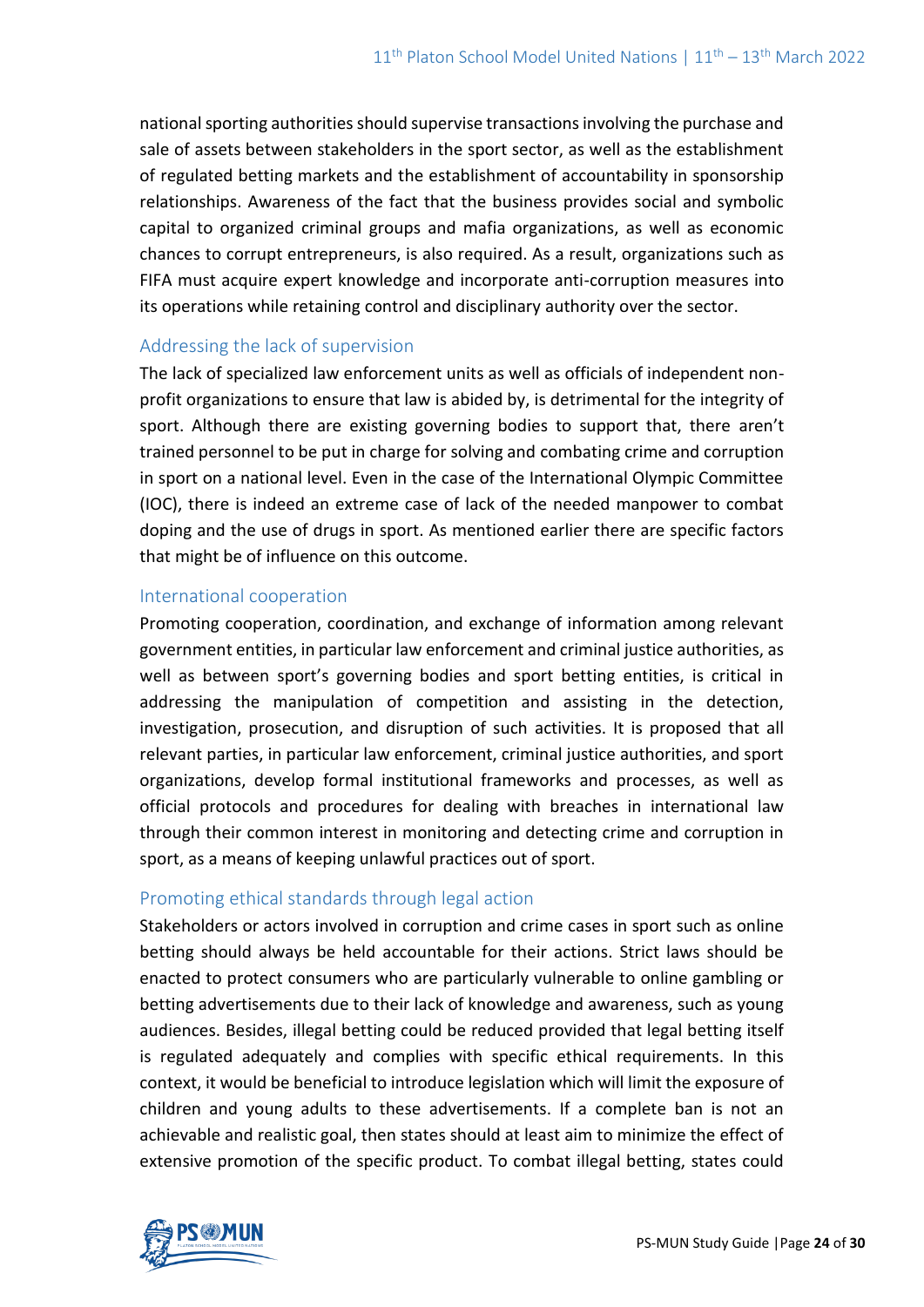national sporting authorities should supervise transactions involving the purchase and sale of assets between stakeholders in the sport sector, as well as the establishment of regulated betting markets and the establishment of accountability in sponsorship relationships. Awareness of the fact that the business provides social and symbolic capital to organized criminal groups and mafia organizations, as well as economic chances to corrupt entrepreneurs, is also required. As a result, organizations such as FIFA must acquire expert knowledge and incorporate anti-corruption measures into its operations while retaining control and disciplinary authority over the sector.

### Addressing the lack of supervision

The lack of specialized law enforcement units as well as officials of independent non-profit organizations to ensure that law is abided by, is detrimental for the integrity of sport. Although there are existing governing bodies to support that, there aren't trained personnel to be put in charge for solving and combating crime and corruption in sport on a national level. Even in the case of the International Olympic Committee (IOC), there is indeed an extreme case of lack of the needed manpower to combat doping and the use of drugs in sport. As mentioned earlier there are specific factors that might be of influence on this outcome.

### International cooperation

Promoting cooperation, coordination, and exchange of information among relevant government entities, in particular law enforcement and criminal justice authorities, as well as between sport's governing bodies and sport betting entities, is critical in addressing the manipulation of competition and assisting in the detection, investigation, prosecution, and disruption of such activities. It is proposed that all relevant parties, in particular law enforcement, criminal justice authorities, and sport organizations, develop formal institutional frameworks and processes, as well as official protocols and procedures for dealing with breaches in international law through their common interest in monitoring and detecting crime and corruption in sport, as a means of keeping unlawful practices out of sport.

### Promoting ethical standards through legal action

Stakeholders or actors involved in corruption and crime cases in sport such as online betting should always be held accountable for their actions. Strict laws should be enacted to protect consumers who are particularly vulnerable to online gambling or betting advertisements due to their lack of knowledge and awareness, such as young audiences. Besides, illegal betting could be reduced provided that legal betting itself is regulated adequately and complies with specific ethical requirements. In this context, it would be beneficial to introduce legislation which will limit the exposure of children and young adults to these advertisements. If a complete ban is not an achievable and realistic goal, then states should at least aim to minimize the effect of extensive promotion of the specific product. To combat illegal betting, states could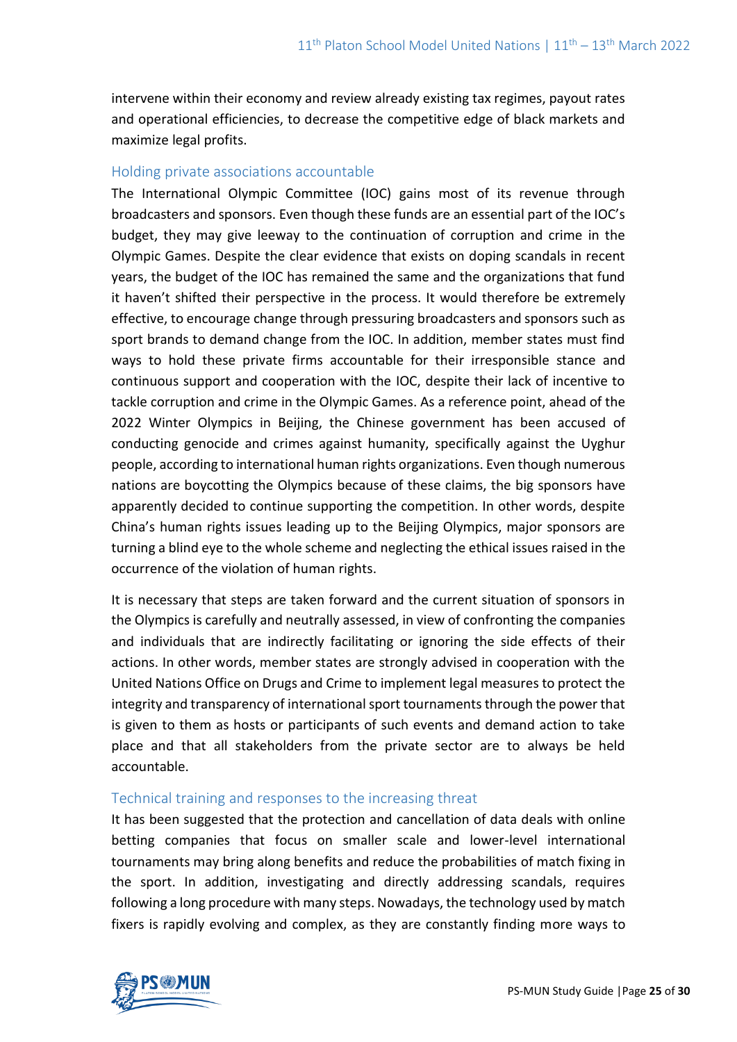intervene within their economy and review already existing tax regimes, payout rates and operational efficiencies, to decrease the competitive edge of black markets and maximize legal profits.

### Holding private associations accountable

The International Olympic Committee (IOC) gains most of its revenue through broadcasters and sponsors. Even though these funds are an essential part of the IOC's budget, they may give leeway to the continuation of corruption and crime in the Olympic Games. Despite the clear evidence that exists on doping scandals in recent years, the budget of the IOC has remained the same and the organizations that fund it haven't shifted their perspective in the process. It would therefore be extremely effective, to encourage change through pressuring broadcasters and sponsors such as sport brands to demand change from the IOC. In addition, member states must find ways to hold these private firms accountable for their irresponsible stance and continuous support and cooperation with the IOC, despite their lack of incentive to tackle corruption and crime in the Olympic Games. As a reference point, ahead of the 2022 Winter Olympics in Beijing, the Chinese government has been accused of conducting genocide and crimes against humanity, specifically against the Uyghur people, according to international human rights organizations. Even though numerous nations are boycotting the Olympics because of these claims, the big sponsors have apparently decided to continue supporting the competition. In other words, despite China's human rights issues leading up to the Beijing Olympics, major sponsors are turning a blind eye to the whole scheme and neglecting the ethical issues raised in the occurrence of the violation of human rights.

It is necessary that steps are taken forward and the current situation of sponsors in the Olympics is carefully and neutrally assessed, in view of confronting the companies and individuals that are indirectly facilitating or ignoring the side effects of their actions. In other words, member states are strongly advised in cooperation with the United Nations Office on Drugs and Crime to implement legal measures to protect the integrity and transparency of international sport tournaments through the power that is given to them as hosts or participants of such events and demand action to take place and that all stakeholders from the private sector are to always be held accountable.

### Technical training and responses to the increasing threat

It has been suggested that the protection and cancellation of data deals with online betting companies that focus on smaller scale and lower-level international tournaments may bring along benefits and reduce the probabilities of match fixing in the sport. In addition, investigating and directly addressing scandals, requires following a long procedure with many steps. Nowadays, the technology used by match fixers is rapidly evolving and complex, as they are constantly finding more ways to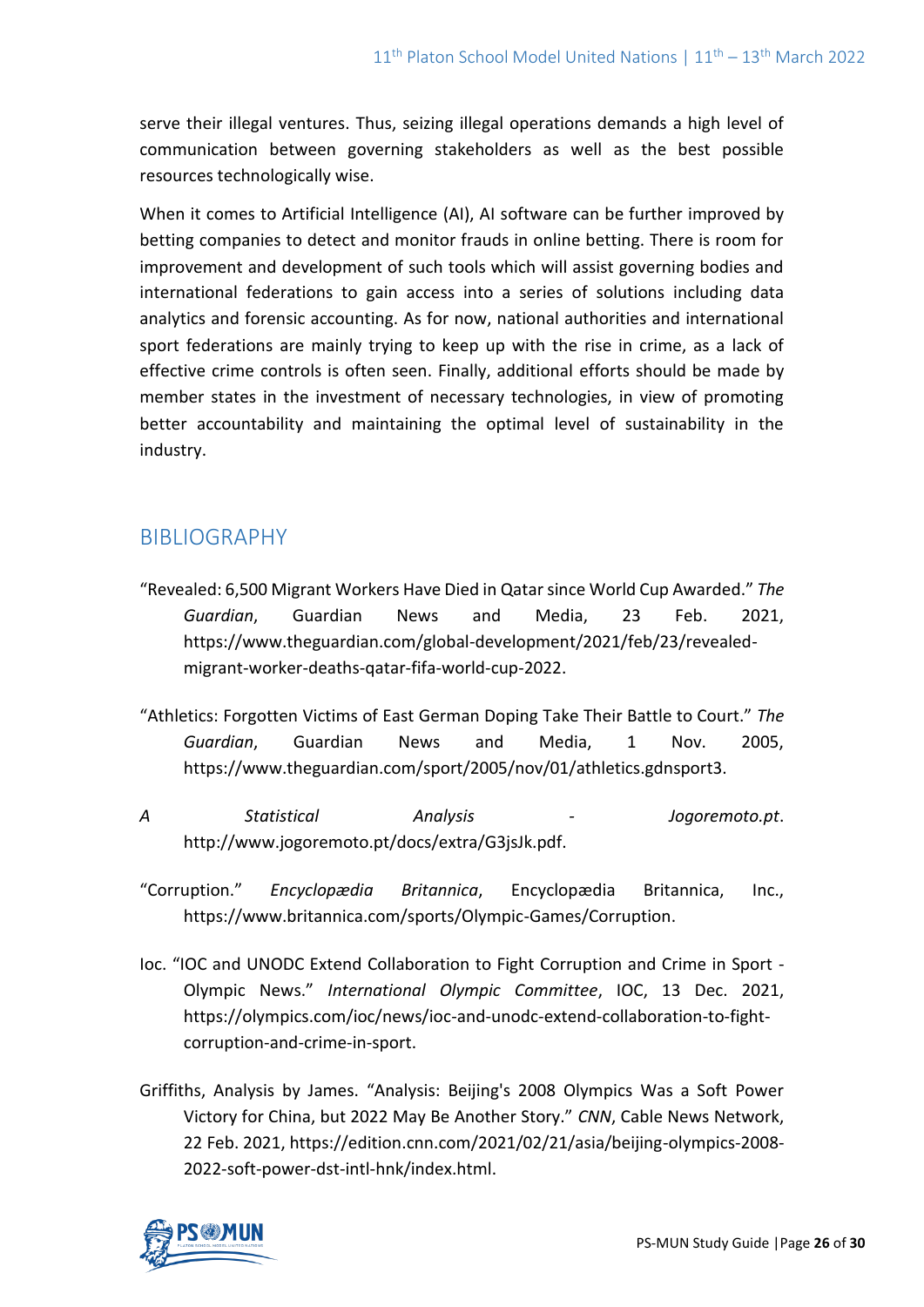serve their illegal ventures. Thus, seizing illegal operations demands a high level of communication between governing stakeholders as well as the best possible resources technologically wise.

When it comes to Artificial Intelligence (AI), AI software can be further improved by betting companies to detect and monitor frauds in online betting. There is room for improvement and development of such tools which will assist governing bodies and international federations to gain access into a series of solutions including data analytics and forensic accounting. As for now, national authorities and international sport federations are mainly trying to keep up with the rise in crime, as a lack of effective crime controls is often seen. Finally, additional efforts should be made by member states in the investment of necessary technologies, in view of promoting better accountability and maintaining the optimal level of sustainability in the industry.

## BIBLIOGRAPHY

"Revealed: 6,500 Migrant Workers Have Died in Qatar since World Cup Awarded." *The Guardian*, Guardian News and Media, 23 Feb. 2021, https://www.theguardian.com/global-development/2021/feb/23/revealed-migrant-worker-deaths-qatar-fifa-world-cup-2022.

"Athletics: Forgotten Victims of East German Doping Take Their Battle to Court." *The Guardian*, Guardian News and Media, 1 Nov. 2005, https://www.theguardian.com/sport/2005/nov/01/athletics.gdnsport3.

*A Statistical Analysis - Jogoremoto.pt*. http://www.jogoremoto.pt/docs/extra/G3jsJk.pdf.

"Corruption." *Encyclopædia Britannica*, Encyclopædia Britannica, Inc., https://www.britannica.com/sports/Olympic-Games/Corruption.

Ioc. "IOC and UNODC Extend Collaboration to Fight Corruption and Crime in Sport - Olympic News." *International Olympic Committee*, IOC, 13 Dec. 2021, https://olympics.com/ioc/news/ioc-and-unodc-extend-collaboration-to-fight-corruption-and-crime-in-sport.

Griffiths, Analysis by James. "Analysis: Beijing's 2008 Olympics Was a Soft Power Victory for China, but 2022 May Be Another Story." *CNN*, Cable News Network, 22 Feb. 2021, https://edition.cnn.com/2021/02/21/asia/beijing-olympics-2008-2022-soft-power-dst-intl-hnk/index.html.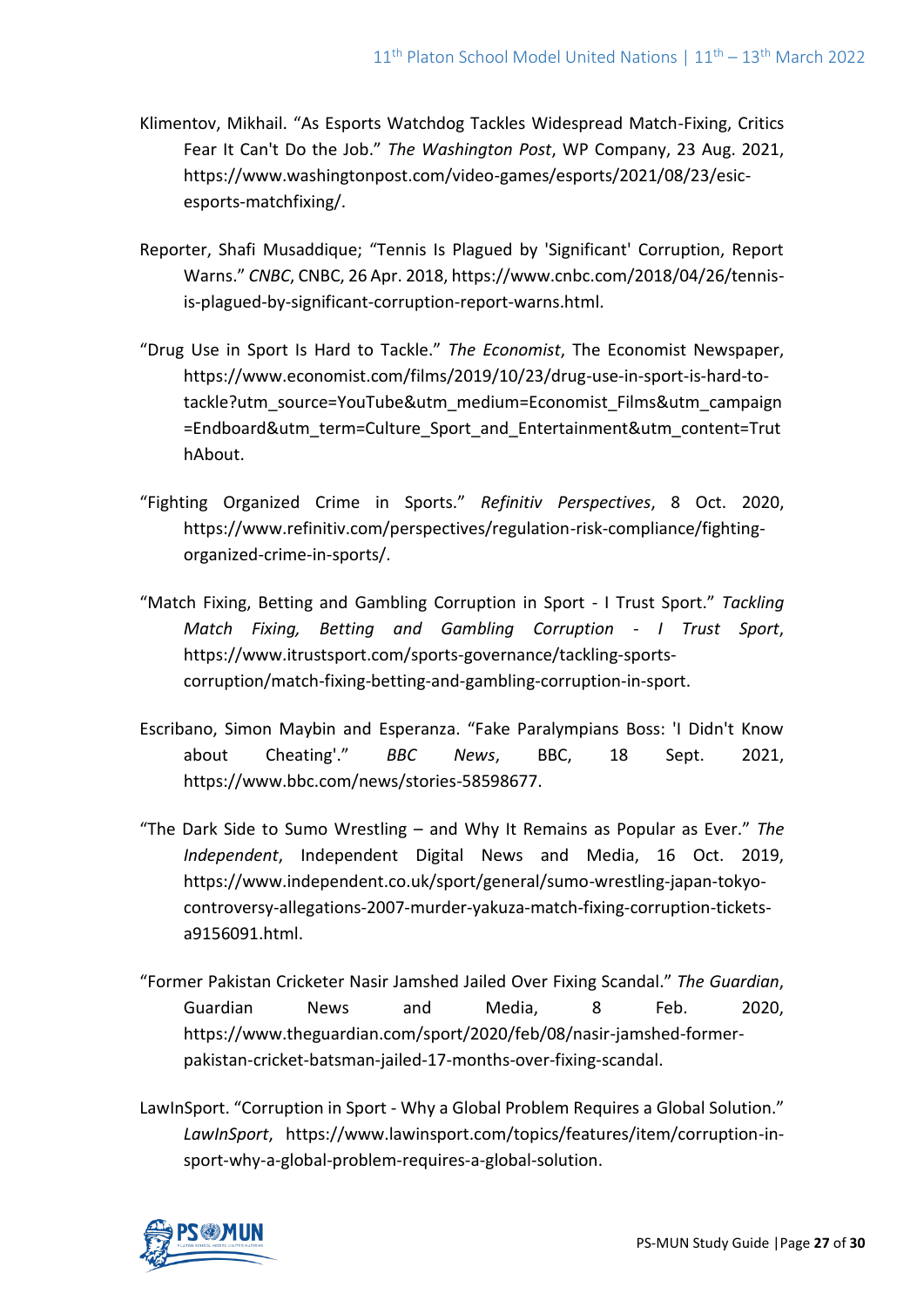Klimentov, Mikhail. "As Esports Watchdog Tackles Widespread Match-Fixing, Critics Fear It Can't Do the Job." *The Washington Post*, WP Company, 23 Aug. 2021, https://www.washingtonpost.com/video-games/esports/2021/08/23/esic-esports-matchfixing/.

Reporter, Shafi Musaddique; "Tennis Is Plagued by 'Significant' Corruption, Report Warns." *CNBC*, CNBC, 26 Apr. 2018, https://www.cnbc.com/2018/04/26/tennis-is-plagued-by-significant-corruption-report-warns.html.

"Drug Use in Sport Is Hard to Tackle." *The Economist*, The Economist Newspaper, https://www.economist.com/films/2019/10/23/drug-use-in-sport-is-hard-to-tackle?utm_source=YouTube&utm_medium=Economist_Films&utm_campaign=Endboard&utm_term=Culture_Sport_and_Entertainment&utm_content=TruthAbout.

"Fighting Organized Crime in Sports." *Refinitiv Perspectives*, 8 Oct. 2020, https://www.refinitiv.com/perspectives/regulation-risk-compliance/fighting-organized-crime-in-sports/.

"Match Fixing, Betting and Gambling Corruption in Sport - I Trust Sport." *Tackling Match Fixing, Betting and Gambling Corruption - I Trust Sport*, https://www.itrustsport.com/sports-governance/tackling-sports-corruption/match-fixing-betting-and-gambling-corruption-in-sport.

Escribano, Simon Maybin and Esperanza. "Fake Paralympians Boss: 'I Didn't Know about Cheating'." *BBC News*, BBC, 18 Sept. 2021, https://www.bbc.com/news/stories-58598677.

"The Dark Side to Sumo Wrestling – and Why It Remains as Popular as Ever." *The Independent*, Independent Digital News and Media, 16 Oct. 2019, https://www.independent.co.uk/sport/general/sumo-wrestling-japan-tokyo-controversy-allegations-2007-murder-yakuza-match-fixing-corruption-tickets-a9156091.html.

"Former Pakistan Cricketer Nasir Jamshed Jailed Over Fixing Scandal." *The Guardian*, Guardian News and Media, 8 Feb. 2020, https://www.theguardian.com/sport/2020/feb/08/nasir-jamshed-former-pakistan-cricket-batsman-jailed-17-months-over-fixing-scandal.

LawInSport. "Corruption in Sport - Why a Global Problem Requires a Global Solution." *LawInSport*, https://www.lawinsport.com/topics/features/item/corruption-in-sport-why-a-global-problem-requires-a-global-solution.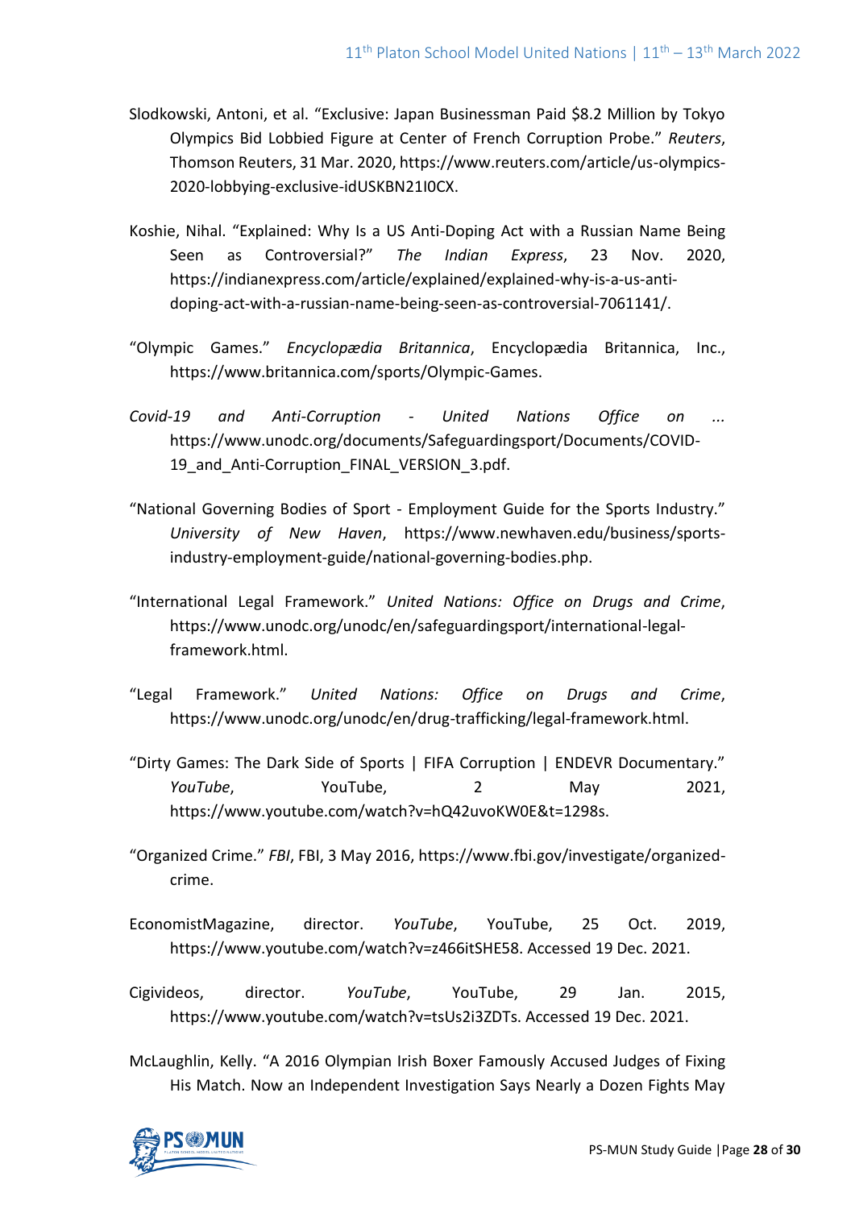Slodkowski, Antoni, et al. "Exclusive: Japan Businessman Paid $8.2 Million by Tokyo Olympics Bid Lobbied Figure at Center of French Corruption Probe." *Reuters*, Thomson Reuters, 31 Mar. 2020, https://www.reuters.com/article/us-olympics-2020-lobbying-exclusive-idUSKBN21I0CX.

Koshie, Nihal. "Explained: Why Is a US Anti-Doping Act with a Russian Name Being Seen as Controversial?" *The Indian Express*, 23 Nov. 2020, https://indianexpress.com/article/explained/explained-why-is-a-us-anti-doping-act-with-a-russian-name-being-seen-as-controversial-7061141/.

"Olympic Games." *Encyclopædia Britannica*, Encyclopædia Britannica, Inc., https://www.britannica.com/sports/Olympic-Games.

*Covid-19 and Anti-Corruption - United Nations Office on ...* https://www.unodc.org/documents/Safeguardingsport/Documents/COVID-19_and_Anti-Corruption_FINAL_VERSION_3.pdf.

"National Governing Bodies of Sport - Employment Guide for the Sports Industry." *University of New Haven*, https://www.newhaven.edu/business/sports-industry-employment-guide/national-governing-bodies.php.

"International Legal Framework." *United Nations: Office on Drugs and Crime*, https://www.unodc.org/unodc/en/safeguardingsport/international-legal-framework.html.

"Legal Framework." *United Nations: Office on Drugs and Crime*, https://www.unodc.org/unodc/en/drug-trafficking/legal-framework.html.

"Dirty Games: The Dark Side of Sports | FIFA Corruption | ENDEVR Documentary." *YouTube*, YouTube, 2 May 2021, https://www.youtube.com/watch?v=hQ42uvoKW0E&t=1298s.

"Organized Crime." *FBI*, FBI, 3 May 2016, https://www.fbi.gov/investigate/organized-crime.

EconomistMagazine, director. *YouTube*, YouTube, 25 Oct. 2019, https://www.youtube.com/watch?v=z466itSHE58. Accessed 19 Dec. 2021.

Cigivideos, director. *YouTube*, YouTube, 29 Jan. 2015, https://www.youtube.com/watch?v=tsUs2i3ZDTs. Accessed 19 Dec. 2021.

McLaughlin, Kelly. "A 2016 Olympian Irish Boxer Famously Accused Judges of Fixing His Match. Now an Independent Investigation Says Nearly a Dozen Fights May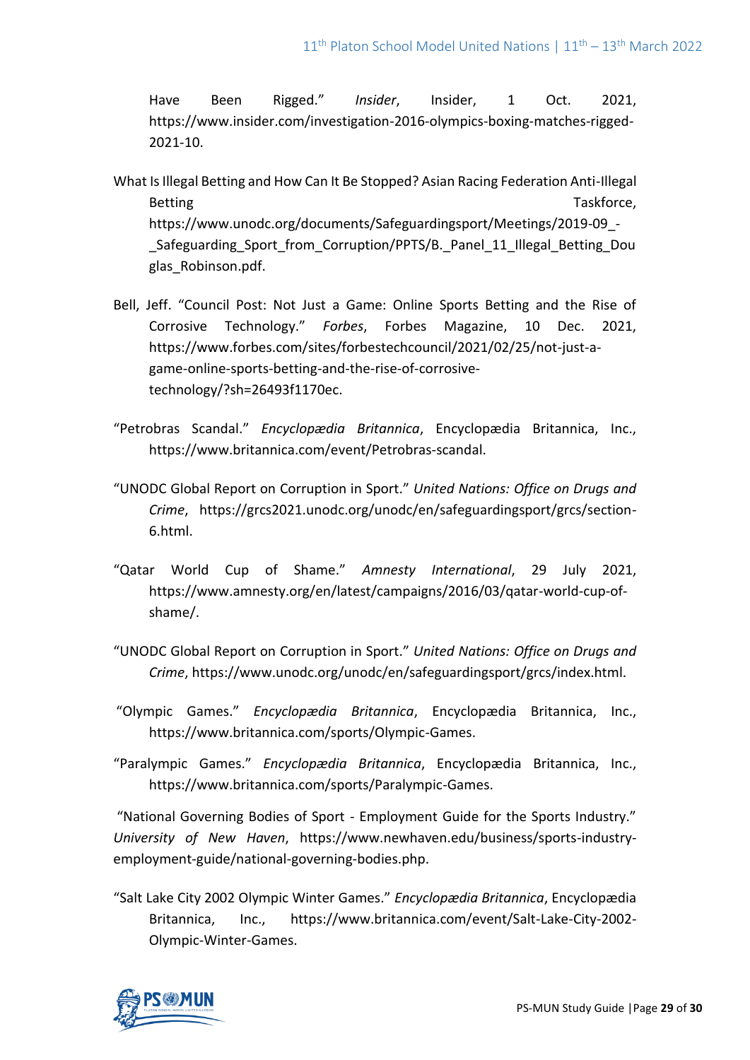Have Been Rigged." *Insider*, Insider, 1 Oct. 2021, https://www.insider.com/investigation-2016-olympics-boxing-matches-rigged-2021-10.

What Is Illegal Betting and How Can It Be Stopped? Asian Racing Federation Anti-Illegal Betting Taskforce, https://www.unodc.org/documents/Safeguardingsport/Meetings/2019-09_-_Safeguarding_Sport_from_Corruption/PPTS/B._Panel_11_Illegal_Betting_Douglas_Robinson.pdf.

Bell, Jeff. "Council Post: Not Just a Game: Online Sports Betting and the Rise of Corrosive Technology." *Forbes*, Forbes Magazine, 10 Dec. 2021, https://www.forbes.com/sites/forbestechcouncil/2021/02/25/not-just-a-game-online-sports-betting-and-the-rise-of-corrosive-technology/?sh=26493f1170ec.

"Petrobras Scandal." *Encyclopædia Britannica*, Encyclopædia Britannica, Inc., https://www.britannica.com/event/Petrobras-scandal.

"UNODC Global Report on Corruption in Sport." *United Nations: Office on Drugs and Crime*, https://grcs2021.unodc.org/unodc/en/safeguardingsport/grcs/section-6.html.

"Qatar World Cup of Shame." *Amnesty International*, 29 July 2021, https://www.amnesty.org/en/latest/campaigns/2016/03/qatar-world-cup-of-shame/.

"UNODC Global Report on Corruption in Sport." *United Nations: Office on Drugs and Crime*, https://www.unodc.org/unodc/en/safeguardingsport/grcs/index.html.

"Olympic Games." *Encyclopædia Britannica*, Encyclopædia Britannica, Inc., https://www.britannica.com/sports/Olympic-Games.

"Paralympic Games." *Encyclopædia Britannica*, Encyclopædia Britannica, Inc., https://www.britannica.com/sports/Paralympic-Games.

"National Governing Bodies of Sport - Employment Guide for the Sports Industry." *University of New Haven*, https://www.newhaven.edu/business/sports-industry-employment-guide/national-governing-bodies.php.

"Salt Lake City 2002 Olympic Winter Games." *Encyclopædia Britannica*, Encyclopædia Britannica, Inc., https://www.britannica.com/event/Salt-Lake-City-2002-Olympic-Winter-Games.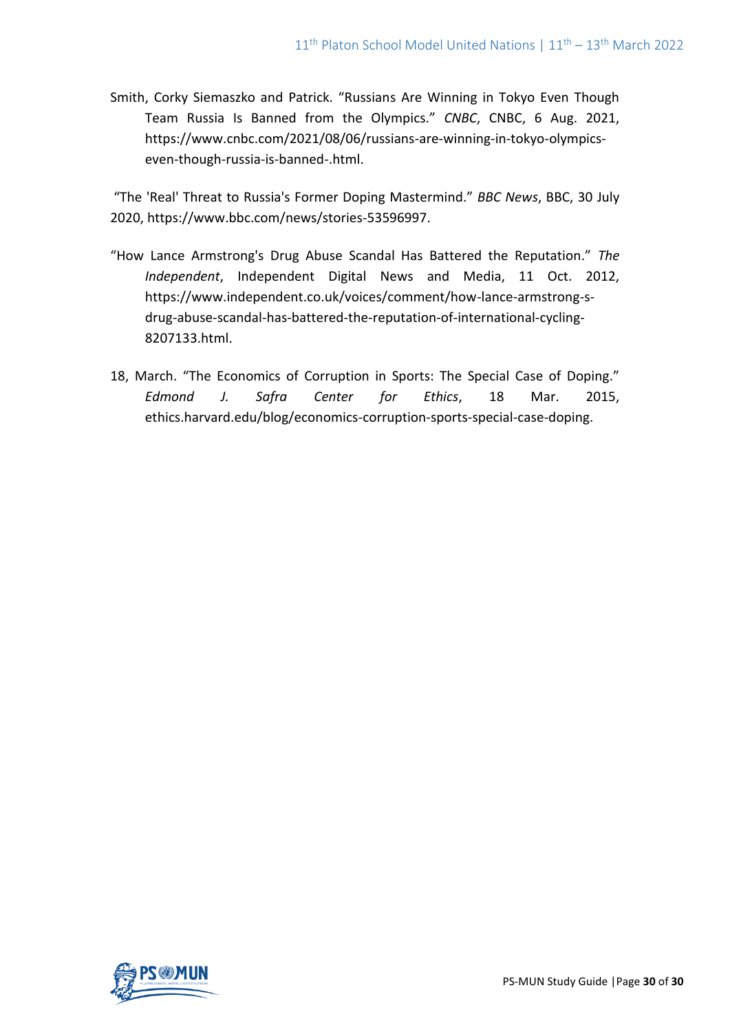Smith, Corky Siemaszko and Patrick. “Russians Are Winning in Tokyo Even Though Team Russia Is Banned from the Olympics.” *CNBC*, CNBC, 6 Aug. 2021, https://www.cnbc.com/2021/08/06/russians-are-winning-in-tokyo-olympics-even-though-russia-is-banned-.html.

“The 'Real' Threat to Russia's Former Doping Mastermind.” *BBC News*, BBC, 30 July 2020, https://www.bbc.com/news/stories-53596997.

“How Lance Armstrong's Drug Abuse Scandal Has Battered the Reputation.” *The Independent*, Independent Digital News and Media, 11 Oct. 2012, https://www.independent.co.uk/voices/comment/how-lance-armstrong-s-drug-abuse-scandal-has-battered-the-reputation-of-international-cycling-8207133.html.

18, March. “The Economics of Corruption in Sports: The Special Case of Doping.” *Edmond J. Safra Center for Ethics*, 18 Mar. 2015, ethics.harvard.edu/blog/economics-corruption-sports-special-case-doping.